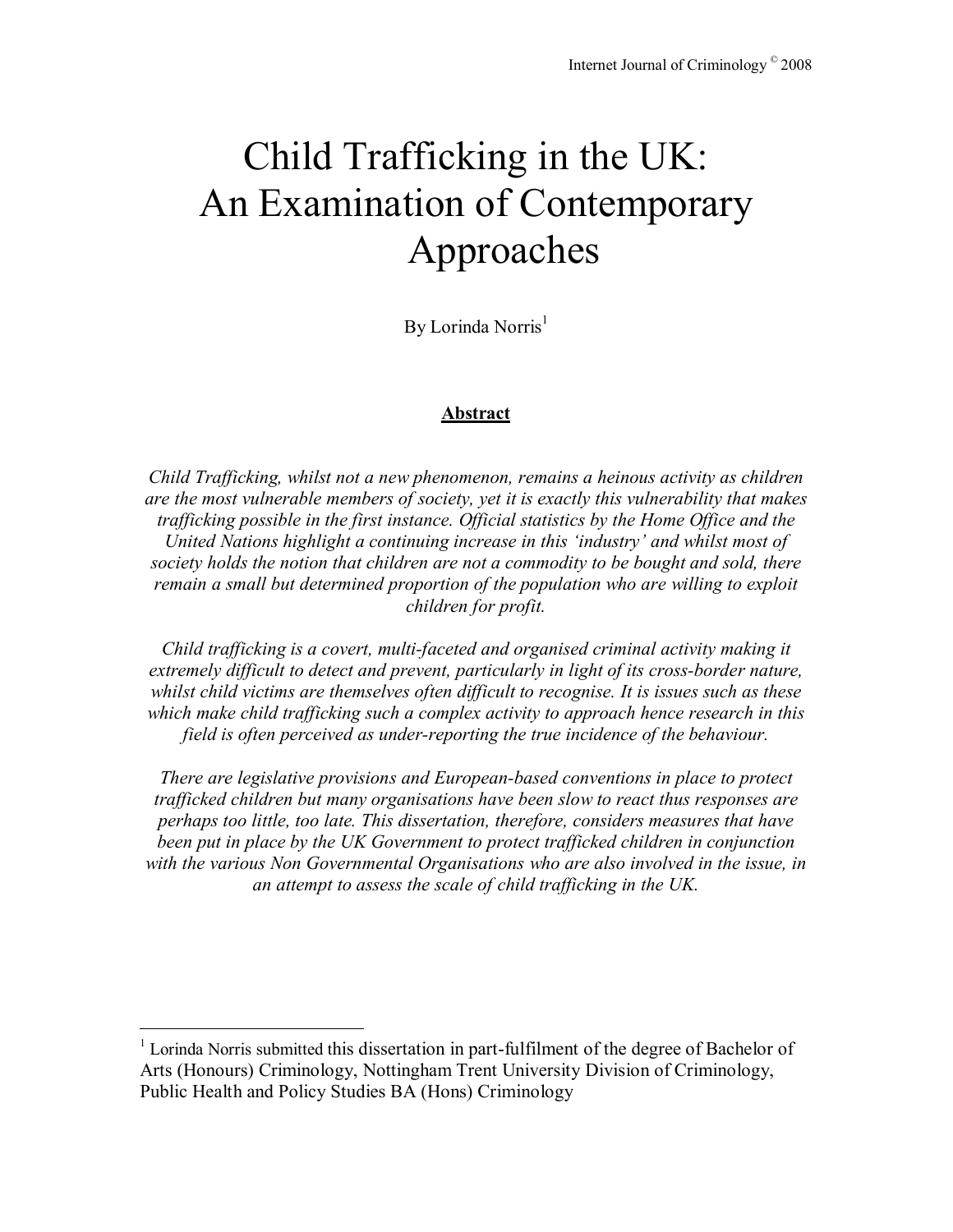# Child Trafficking in the UK: An Examination of Contemporary Approaches

By Lorinda Norris[1]

## Abstract

*Child Trafficking, whilst not a new phenomenon, remains a heinous activity as children are the most vulnerable members of society, yet it is exactly this vulnerability that makes trafficking possible in the first instance. Official statistics by the Home Office and the United Nations highlight a continuing increase in this 'industry' and whilst most of society holds the notion that children are not a commodity to be bought and sold, there remain a small but determined proportion of the population who are willing to exploit children for profit.*

*Child trafficking is a covert, multi-faceted and organised criminal activity making it extremely difficult to detect and prevent, particularly in light of its cross-border nature, whilst child victims are themselves often difficult to recognise. It is issues such as these which make child trafficking such a complex activity to approach hence research in this field is often perceived as under-reporting the true incidence of the behaviour.*

*There are legislative provisions and European-based conventions in place to protect trafficked children but many organisations have been slow to react thus responses are perhaps too little, too late. This dissertation, therefore, considers measures that have been put in place by the UK Government to protect trafficked children in conjunction with the various Non Governmental Organisations who are also involved in the issue, in an attempt to assess the scale of child trafficking in the UK.*

---

[1] Lorinda Norris submitted this dissertation in part-fulfilment of the degree of Bachelor of Arts (Honours) Criminology, Nottingham Trent University Division of Criminology, Public Health and Policy Studies BA (Hons) Criminology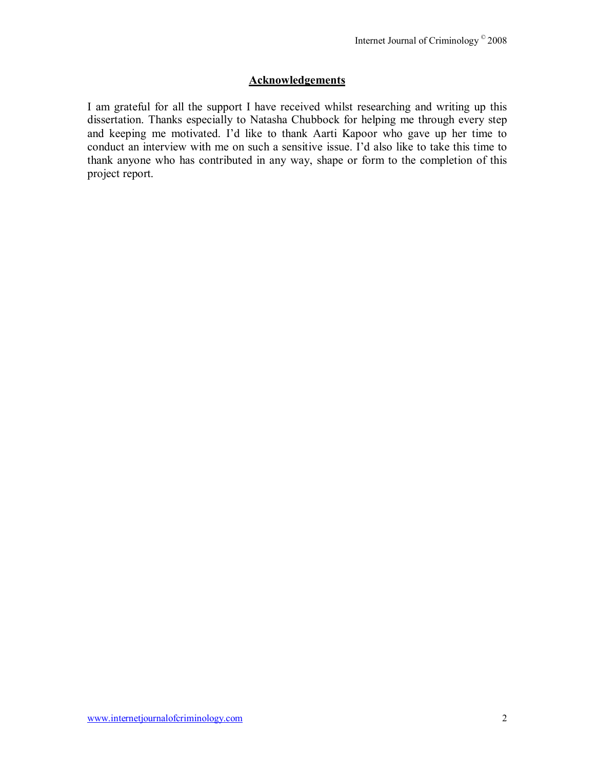## Acknowledgements

I am grateful for all the support I have received whilst researching and writing up this dissertation. Thanks especially to Natasha Chubbock for helping me through every step and keeping me motivated. I'd like to thank Aarti Kapoor who gave up her time to conduct an interview with me on such a sensitive issue. I'd also like to take this time to thank anyone who has contributed in any way, shape or form to the completion of this project report.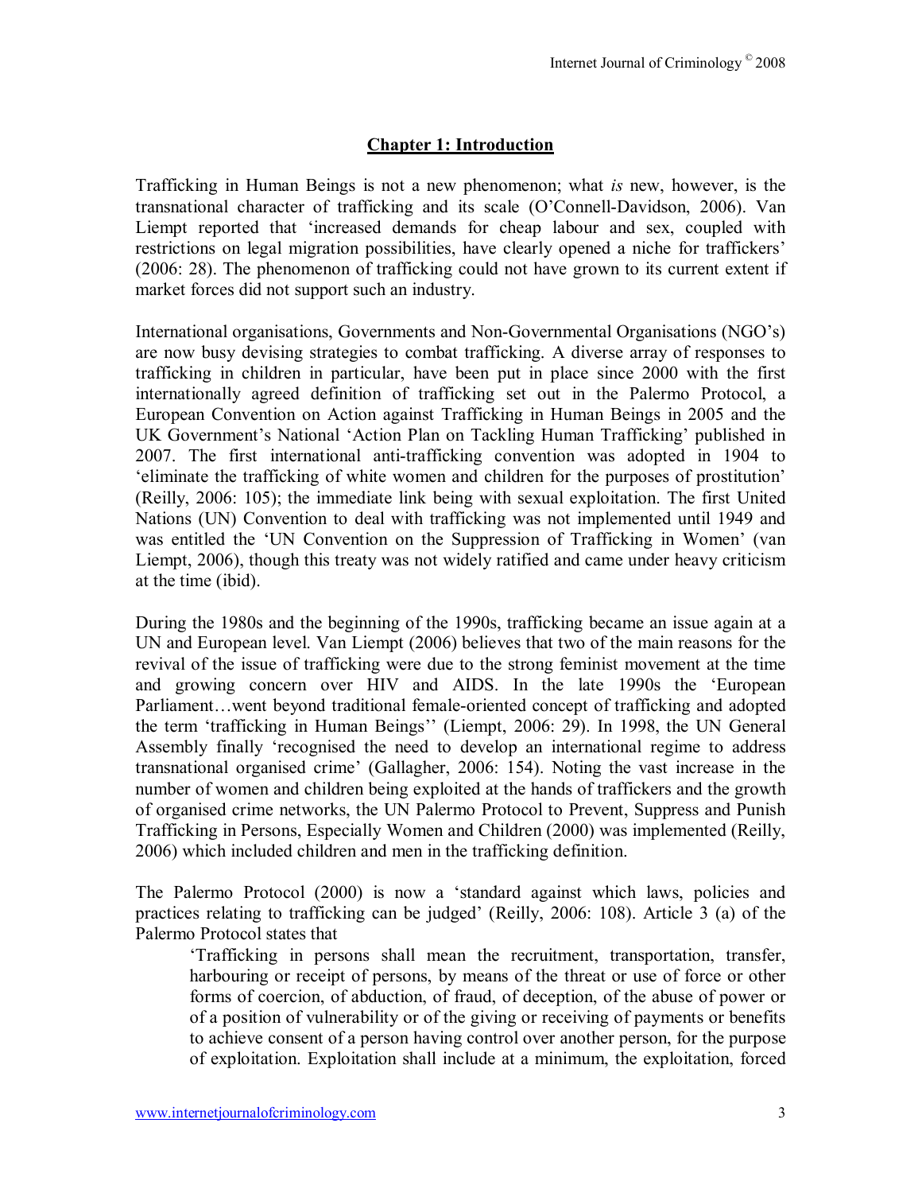# Chapter 1: Introduction

Trafficking in Human Beings is not a new phenomenon; what *is* new, however, is the transnational character of trafficking and its scale (O'Connell-Davidson, 2006). Van Liempt reported that 'increased demands for cheap labour and sex, coupled with restrictions on legal migration possibilities, have clearly opened a niche for traffickers' (2006: 28). The phenomenon of trafficking could not have grown to its current extent if market forces did not support such an industry.

International organisations, Governments and Non-Governmental Organisations (NGO's) are now busy devising strategies to combat trafficking. A diverse array of responses to trafficking in children in particular, have been put in place since 2000 with the first internationally agreed definition of trafficking set out in the Palermo Protocol, a European Convention on Action against Trafficking in Human Beings in 2005 and the UK Government's National 'Action Plan on Tackling Human Trafficking' published in 2007. The first international anti-trafficking convention was adopted in 1904 to 'eliminate the trafficking of white women and children for the purposes of prostitution' (Reilly, 2006: 105); the immediate link being with sexual exploitation. The first United Nations (UN) Convention to deal with trafficking was not implemented until 1949 and was entitled the 'UN Convention on the Suppression of Trafficking in Women' (van Liempt, 2006), though this treaty was not widely ratified and came under heavy criticism at the time (ibid).

During the 1980s and the beginning of the 1990s, trafficking became an issue again at a UN and European level. Van Liempt (2006) believes that two of the main reasons for the revival of the issue of trafficking were due to the strong feminist movement at the time and growing concern over HIV and AIDS. In the late 1990s the 'European Parliament…went beyond traditional female-oriented concept of trafficking and adopted the term 'trafficking in Human Beings'' (Liempt, 2006: 29). In 1998, the UN General Assembly finally 'recognised the need to develop an international regime to address transnational organised crime' (Gallagher, 2006: 154). Noting the vast increase in the number of women and children being exploited at the hands of traffickers and the growth of organised crime networks, the UN Palermo Protocol to Prevent, Suppress and Punish Trafficking in Persons, Especially Women and Children (2000) was implemented (Reilly, 2006) which included children and men in the trafficking definition.

The Palermo Protocol (2000) is now a 'standard against which laws, policies and practices relating to trafficking can be judged' (Reilly, 2006: 108). Article 3 (a) of the Palermo Protocol states that

> 'Trafficking in persons shall mean the recruitment, transportation, transfer, harbouring or receipt of persons, by means of the threat or use of force or other forms of coercion, of abduction, of fraud, of deception, of the abuse of power or of a position of vulnerability or of the giving or receiving of payments or benefits to achieve consent of a person having control over another person, for the purpose of exploitation. Exploitation shall include at a minimum, the exploitation, forced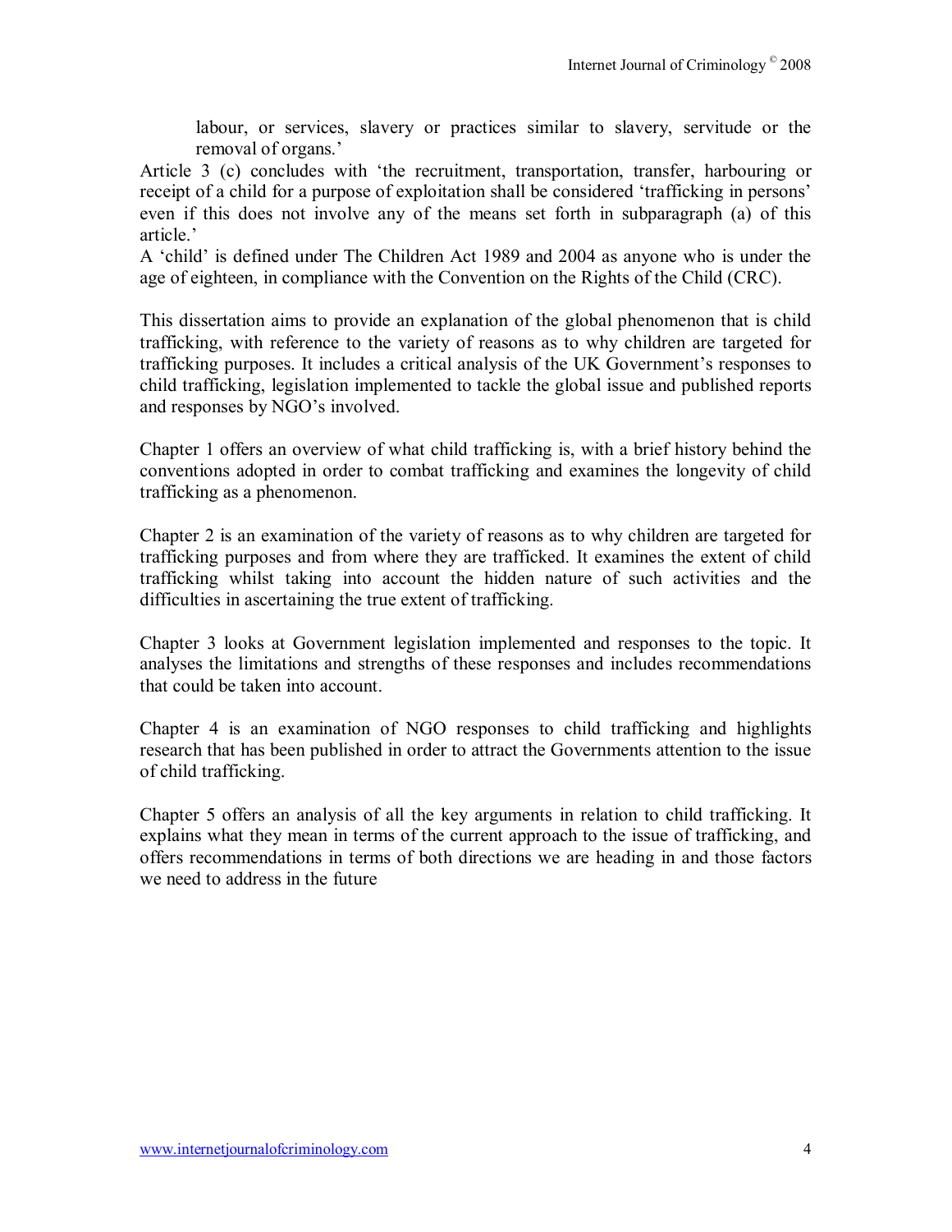> labour, or services, slavery or practices similar to slavery, servitude or the removal of organs.'

Article 3 (c) concludes with 'the recruitment, transportation, transfer, harbouring or receipt of a child for a purpose of exploitation shall be considered 'trafficking in persons' even if this does not involve any of the means set forth in subparagraph (a) of this article.'

A 'child' is defined under The Children Act 1989 and 2004 as anyone who is under the age of eighteen, in compliance with the Convention on the Rights of the Child (CRC).

This dissertation aims to provide an explanation of the global phenomenon that is child trafficking, with reference to the variety of reasons as to why children are targeted for trafficking purposes. It includes a critical analysis of the UK Government's responses to child trafficking, legislation implemented to tackle the global issue and published reports and responses by NGO's involved.

Chapter 1 offers an overview of what child trafficking is, with a brief history behind the conventions adopted in order to combat trafficking and examines the longevity of child trafficking as a phenomenon.

Chapter 2 is an examination of the variety of reasons as to why children are targeted for trafficking purposes and from where they are trafficked. It examines the extent of child trafficking whilst taking into account the hidden nature of such activities and the difficulties in ascertaining the true extent of trafficking.

Chapter 3 looks at Government legislation implemented and responses to the topic. It analyses the limitations and strengths of these responses and includes recommendations that could be taken into account.

Chapter 4 is an examination of NGO responses to child trafficking and highlights research that has been published in order to attract the Governments attention to the issue of child trafficking.

Chapter 5 offers an analysis of all the key arguments in relation to child trafficking. It explains what they mean in terms of the current approach to the issue of trafficking, and offers recommendations in terms of both directions we are heading in and those factors we need to address in the future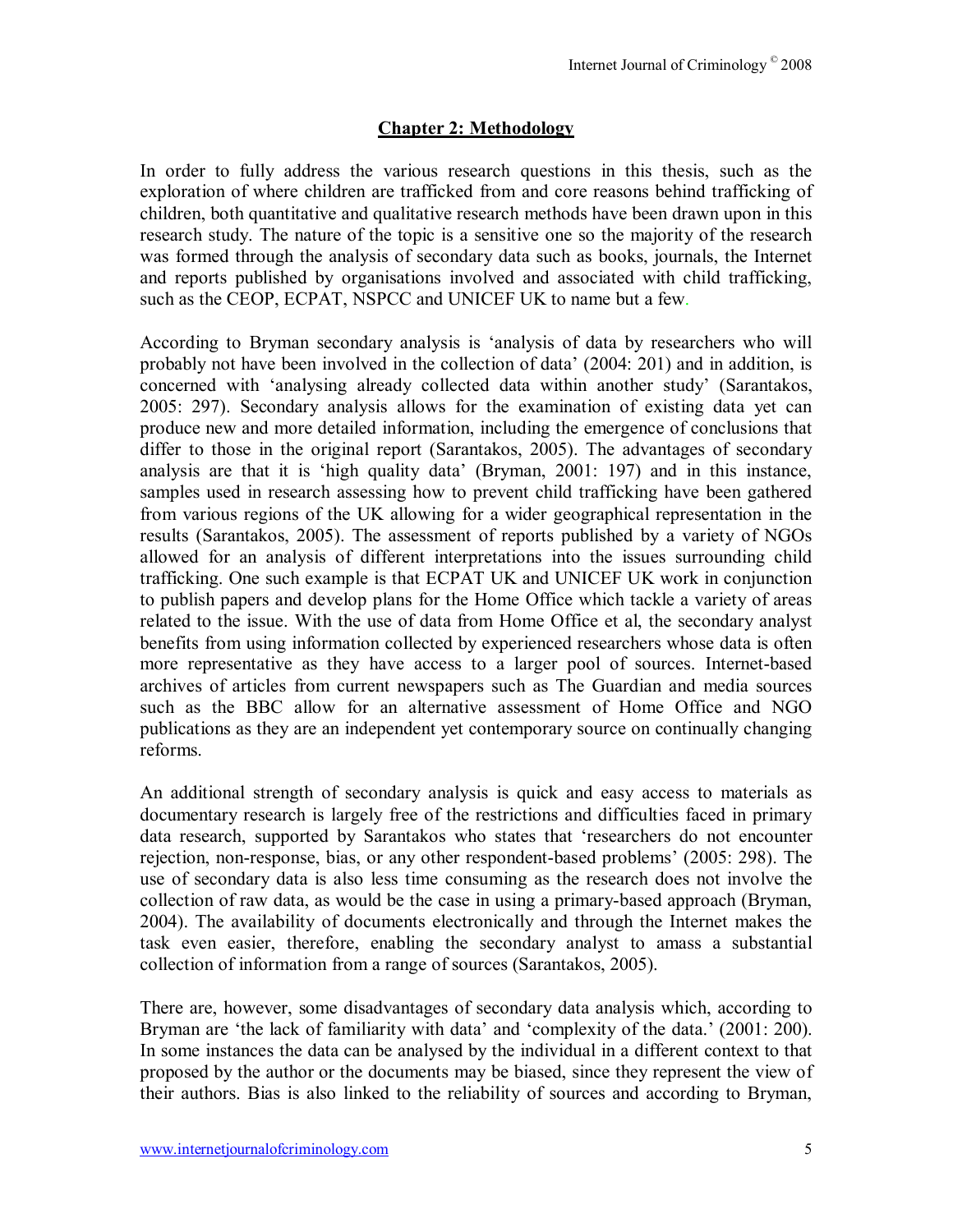## Chapter 2: Methodology

In order to fully address the various research questions in this thesis, such as the exploration of where children are trafficked from and core reasons behind trafficking of children, both quantitative and qualitative research methods have been drawn upon in this research study. The nature of the topic is a sensitive one so the majority of the research was formed through the analysis of secondary data such as books, journals, the Internet and reports published by organisations involved and associated with child trafficking, such as the CEOP, ECPAT, NSPCC and UNICEF UK to name but a few.

According to Bryman secondary analysis is 'analysis of data by researchers who will probably not have been involved in the collection of data' (2004: 201) and in addition, is concerned with 'analysing already collected data within another study' (Sarantakos, 2005: 297). Secondary analysis allows for the examination of existing data yet can produce new and more detailed information, including the emergence of conclusions that differ to those in the original report (Sarantakos, 2005). The advantages of secondary analysis are that it is 'high quality data' (Bryman, 2001: 197) and in this instance, samples used in research assessing how to prevent child trafficking have been gathered from various regions of the UK allowing for a wider geographical representation in the results (Sarantakos, 2005). The assessment of reports published by a variety of NGOs allowed for an analysis of different interpretations into the issues surrounding child trafficking. One such example is that ECPAT UK and UNICEF UK work in conjunction to publish papers and develop plans for the Home Office which tackle a variety of areas related to the issue. With the use of data from Home Office et al, the secondary analyst benefits from using information collected by experienced researchers whose data is often more representative as they have access to a larger pool of sources. Internet-based archives of articles from current newspapers such as The Guardian and media sources such as the BBC allow for an alternative assessment of Home Office and NGO publications as they are an independent yet contemporary source on continually changing reforms.

An additional strength of secondary analysis is quick and easy access to materials as documentary research is largely free of the restrictions and difficulties faced in primary data research, supported by Sarantakos who states that 'researchers do not encounter rejection, non-response, bias, or any other respondent-based problems' (2005: 298). The use of secondary data is also less time consuming as the research does not involve the collection of raw data, as would be the case in using a primary-based approach (Bryman, 2004). The availability of documents electronically and through the Internet makes the task even easier, therefore, enabling the secondary analyst to amass a substantial collection of information from a range of sources (Sarantakos, 2005).

There are, however, some disadvantages of secondary data analysis which, according to Bryman are 'the lack of familiarity with data' and 'complexity of the data.' (2001: 200). In some instances the data can be analysed by the individual in a different context to that proposed by the author or the documents may be biased, since they represent the view of their authors. Bias is also linked to the reliability of sources and according to Bryman,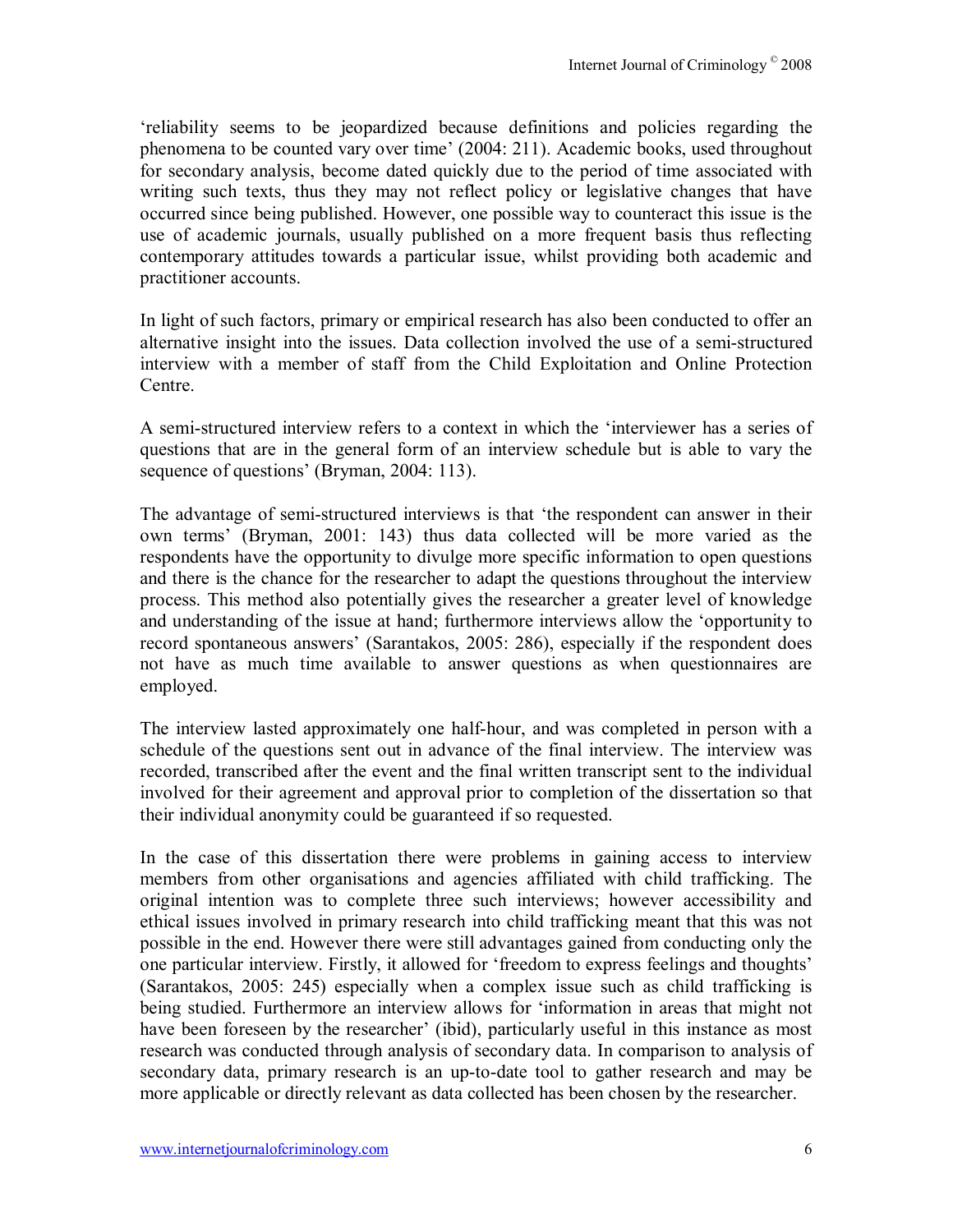'reliability seems to be jeopardized because definitions and policies regarding the phenomena to be counted vary over time' (2004: 211). Academic books, used throughout for secondary analysis, become dated quickly due to the period of time associated with writing such texts, thus they may not reflect policy or legislative changes that have occurred since being published. However, one possible way to counteract this issue is the use of academic journals, usually published on a more frequent basis thus reflecting contemporary attitudes towards a particular issue, whilst providing both academic and practitioner accounts.

In light of such factors, primary or empirical research has also been conducted to offer an alternative insight into the issues. Data collection involved the use of a semi-structured interview with a member of staff from the Child Exploitation and Online Protection Centre.

A semi-structured interview refers to a context in which the 'interviewer has a series of questions that are in the general form of an interview schedule but is able to vary the sequence of questions' (Bryman, 2004: 113).

The advantage of semi-structured interviews is that 'the respondent can answer in their own terms' (Bryman, 2001: 143) thus data collected will be more varied as the respondents have the opportunity to divulge more specific information to open questions and there is the chance for the researcher to adapt the questions throughout the interview process. This method also potentially gives the researcher a greater level of knowledge and understanding of the issue at hand; furthermore interviews allow the 'opportunity to record spontaneous answers' (Sarantakos, 2005: 286), especially if the respondent does not have as much time available to answer questions as when questionnaires are employed.

The interview lasted approximately one half-hour, and was completed in person with a schedule of the questions sent out in advance of the final interview. The interview was recorded, transcribed after the event and the final written transcript sent to the individual involved for their agreement and approval prior to completion of the dissertation so that their individual anonymity could be guaranteed if so requested.

In the case of this dissertation there were problems in gaining access to interview members from other organisations and agencies affiliated with child trafficking. The original intention was to complete three such interviews; however accessibility and ethical issues involved in primary research into child trafficking meant that this was not possible in the end. However there were still advantages gained from conducting only the one particular interview. Firstly, it allowed for 'freedom to express feelings and thoughts' (Sarantakos, 2005: 245) especially when a complex issue such as child trafficking is being studied. Furthermore an interview allows for 'information in areas that might not have been foreseen by the researcher' (ibid), particularly useful in this instance as most research was conducted through analysis of secondary data. In comparison to analysis of secondary data, primary research is an up-to-date tool to gather research and may be more applicable or directly relevant as data collected has been chosen by the researcher.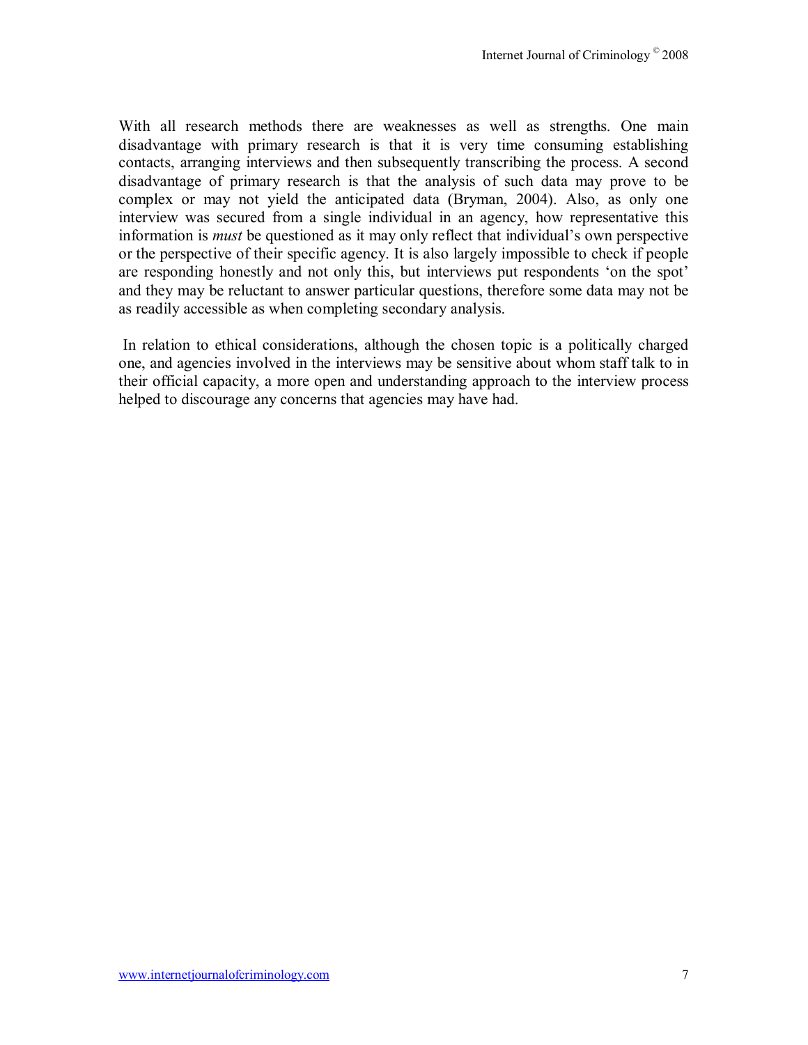With all research methods there are weaknesses as well as strengths. One main disadvantage with primary research is that it is very time consuming establishing contacts, arranging interviews and then subsequently transcribing the process. A second disadvantage of primary research is that the analysis of such data may prove to be complex or may not yield the anticipated data (Bryman, 2004). Also, as only one interview was secured from a single individual in an agency, how representative this information is *must* be questioned as it may only reflect that individual's own perspective or the perspective of their specific agency. It is also largely impossible to check if people are responding honestly and not only this, but interviews put respondents 'on the spot' and they may be reluctant to answer particular questions, therefore some data may not be as readily accessible as when completing secondary analysis.

In relation to ethical considerations, although the chosen topic is a politically charged one, and agencies involved in the interviews may be sensitive about whom staff talk to in their official capacity, a more open and understanding approach to the interview process helped to discourage any concerns that agencies may have had.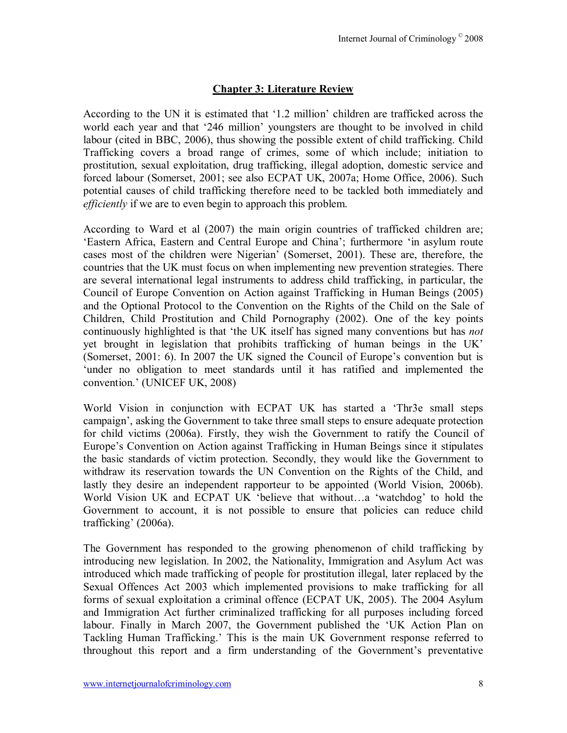## Chapter 3: Literature Review

According to the UN it is estimated that '1.2 million' children are trafficked across the world each year and that '246 million' youngsters are thought to be involved in child labour (cited in BBC, 2006), thus showing the possible extent of child trafficking. Child Trafficking covers a broad range of crimes, some of which include; initiation to prostitution, sexual exploitation, drug trafficking, illegal adoption, domestic service and forced labour (Somerset, 2001; see also ECPAT UK, 2007a; Home Office, 2006). Such potential causes of child trafficking therefore need to be tackled both immediately and *efficiently* if we are to even begin to approach this problem.

According to Ward et al (2007) the main origin countries of trafficked children are; 'Eastern Africa, Eastern and Central Europe and China'; furthermore 'in asylum route cases most of the children were Nigerian' (Somerset, 2001). These are, therefore, the countries that the UK must focus on when implementing new prevention strategies. There are several international legal instruments to address child trafficking, in particular, the Council of Europe Convention on Action against Trafficking in Human Beings (2005) and the Optional Protocol to the Convention on the Rights of the Child on the Sale of Children, Child Prostitution and Child Pornography (2002). One of the key points continuously highlighted is that 'the UK itself has signed many conventions but has *not* yet brought in legislation that prohibits trafficking of human beings in the UK' (Somerset, 2001: 6). In 2007 the UK signed the Council of Europe's convention but is 'under no obligation to meet standards until it has ratified and implemented the convention.' (UNICEF UK, 2008)

World Vision in conjunction with ECPAT UK has started a 'Thr3e small steps campaign', asking the Government to take three small steps to ensure adequate protection for child victims (2006a). Firstly, they wish the Government to ratify the Council of Europe's Convention on Action against Trafficking in Human Beings since it stipulates the basic standards of victim protection. Secondly, they would like the Government to withdraw its reservation towards the UN Convention on the Rights of the Child, and lastly they desire an independent rapporteur to be appointed (World Vision, 2006b). World Vision UK and ECPAT UK 'believe that without…a 'watchdog' to hold the Government to account, it is not possible to ensure that policies can reduce child trafficking' (2006a).

The Government has responded to the growing phenomenon of child trafficking by introducing new legislation. In 2002, the Nationality, Immigration and Asylum Act was introduced which made trafficking of people for prostitution illegal, later replaced by the Sexual Offences Act 2003 which implemented provisions to make trafficking for all forms of sexual exploitation a criminal offence (ECPAT UK, 2005). The 2004 Asylum and Immigration Act further criminalized trafficking for all purposes including forced labour. Finally in March 2007, the Government published the 'UK Action Plan on Tackling Human Trafficking.' This is the main UK Government response referred to throughout this report and a firm understanding of the Government's preventative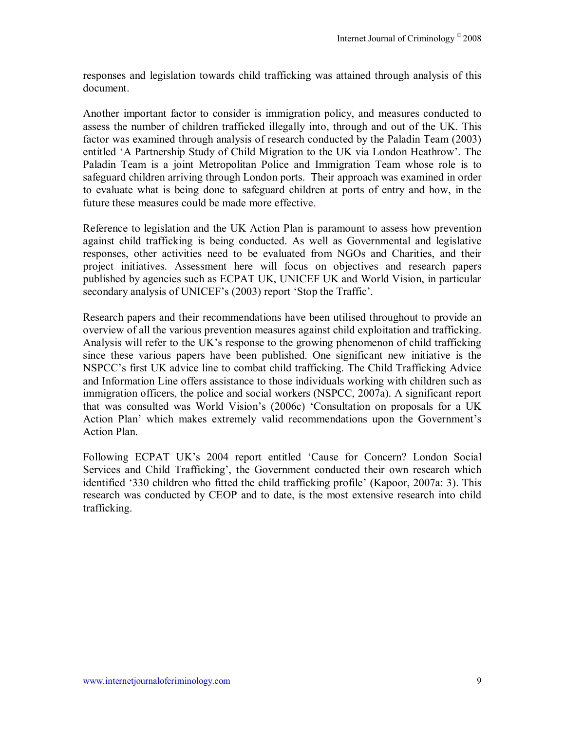responses and legislation towards child trafficking was attained through analysis of this document.

Another important factor to consider is immigration policy, and measures conducted to assess the number of children trafficked illegally into, through and out of the UK. This factor was examined through analysis of research conducted by the Paladin Team (2003) entitled 'A Partnership Study of Child Migration to the UK via London Heathrow'. The Paladin Team is a joint Metropolitan Police and Immigration Team whose role is to safeguard children arriving through London ports. Their approach was examined in order to evaluate what is being done to safeguard children at ports of entry and how, in the future these measures could be made more effective.

Reference to legislation and the UK Action Plan is paramount to assess how prevention against child trafficking is being conducted. As well as Governmental and legislative responses, other activities need to be evaluated from NGOs and Charities, and their project initiatives. Assessment here will focus on objectives and research papers published by agencies such as ECPAT UK, UNICEF UK and World Vision, in particular secondary analysis of UNICEF's (2003) report 'Stop the Traffic'.

Research papers and their recommendations have been utilised throughout to provide an overview of all the various prevention measures against child exploitation and trafficking. Analysis will refer to the UK's response to the growing phenomenon of child trafficking since these various papers have been published. One significant new initiative is the NSPCC's first UK advice line to combat child trafficking. The Child Trafficking Advice and Information Line offers assistance to those individuals working with children such as immigration officers, the police and social workers (NSPCC, 2007a). A significant report that was consulted was World Vision's (2006c) 'Consultation on proposals for a UK Action Plan' which makes extremely valid recommendations upon the Government's Action Plan.

Following ECPAT UK's 2004 report entitled 'Cause for Concern? London Social Services and Child Trafficking', the Government conducted their own research which identified '330 children who fitted the child trafficking profile' (Kapoor, 2007a: 3). This research was conducted by CEOP and to date, is the most extensive research into child trafficking.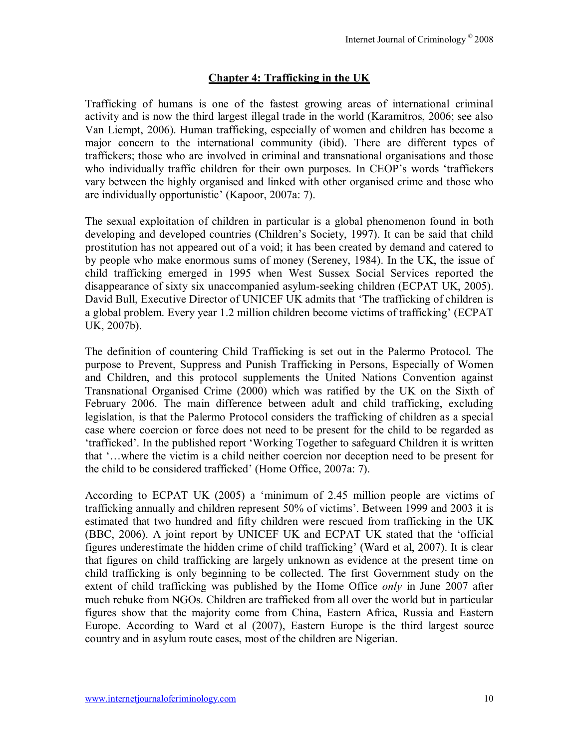## Chapter 4: Trafficking in the UK

Trafficking of humans is one of the fastest growing areas of international criminal activity and is now the third largest illegal trade in the world (Karamitros, 2006; see also Van Liempt, 2006). Human trafficking, especially of women and children has become a major concern to the international community (ibid). There are different types of traffickers; those who are involved in criminal and transnational organisations and those who individually traffic children for their own purposes. In CEOP's words 'traffickers vary between the highly organised and linked with other organised crime and those who are individually opportunistic' (Kapoor, 2007a: 7).

The sexual exploitation of children in particular is a global phenomenon found in both developing and developed countries (Children's Society, 1997). It can be said that child prostitution has not appeared out of a void; it has been created by demand and catered to by people who make enormous sums of money (Sereney, 1984). In the UK, the issue of child trafficking emerged in 1995 when West Sussex Social Services reported the disappearance of sixty six unaccompanied asylum-seeking children (ECPAT UK, 2005). David Bull, Executive Director of UNICEF UK admits that 'The trafficking of children is a global problem. Every year 1.2 million children become victims of trafficking' (ECPAT UK, 2007b).

The definition of countering Child Trafficking is set out in the Palermo Protocol. The purpose to Prevent, Suppress and Punish Trafficking in Persons, Especially of Women and Children, and this protocol supplements the United Nations Convention against Transnational Organised Crime (2000) which was ratified by the UK on the Sixth of February 2006. The main difference between adult and child trafficking, excluding legislation, is that the Palermo Protocol considers the trafficking of children as a special case where coercion or force does not need to be present for the child to be regarded as 'trafficked'. In the published report 'Working Together to safeguard Children it is written that '…where the victim is a child neither coercion nor deception need to be present for the child to be considered trafficked' (Home Office, 2007a: 7).

According to ECPAT UK (2005) a 'minimum of 2.45 million people are victims of trafficking annually and children represent 50% of victims'. Between 1999 and 2003 it is estimated that two hundred and fifty children were rescued from trafficking in the UK (BBC, 2006). A joint report by UNICEF UK and ECPAT UK stated that the 'official figures underestimate the hidden crime of child trafficking' (Ward et al, 2007). It is clear that figures on child trafficking are largely unknown as evidence at the present time on child trafficking is only beginning to be collected. The first Government study on the extent of child trafficking was published by the Home Office *only* in June 2007 after much rebuke from NGOs. Children are trafficked from all over the world but in particular figures show that the majority come from China, Eastern Africa, Russia and Eastern Europe. According to Ward et al (2007), Eastern Europe is the third largest source country and in asylum route cases, most of the children are Nigerian.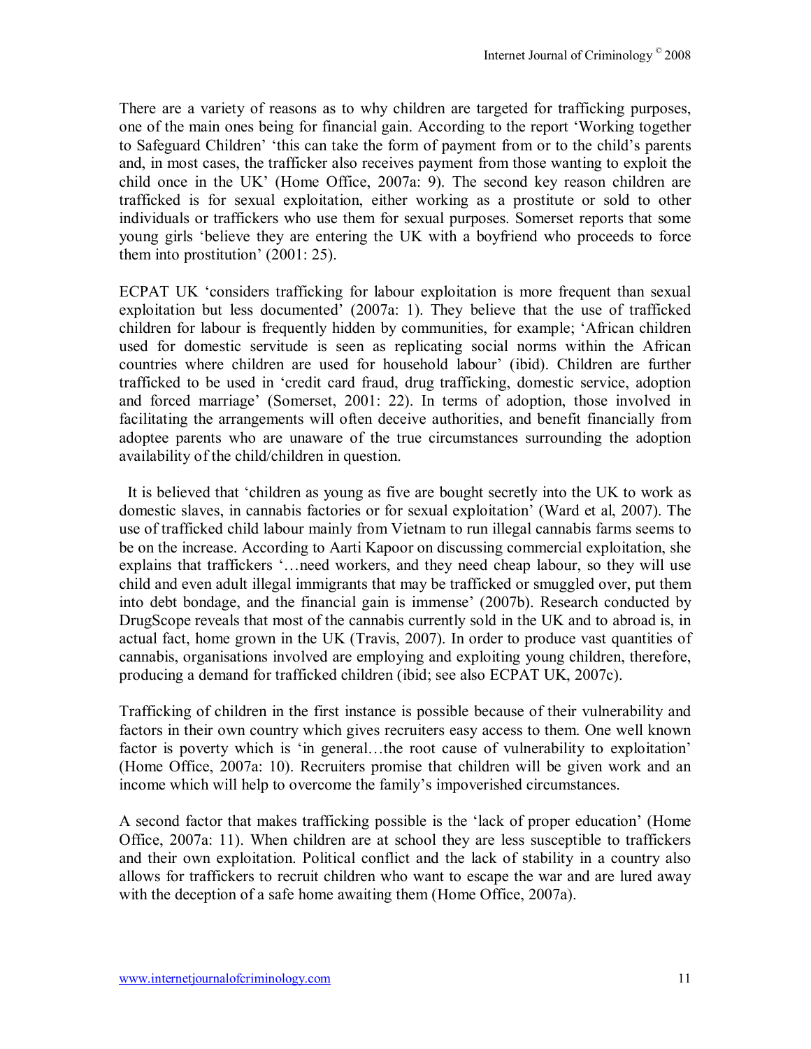There are a variety of reasons as to why children are targeted for trafficking purposes, one of the main ones being for financial gain. According to the report 'Working together to Safeguard Children' 'this can take the form of payment from or to the child's parents and, in most cases, the trafficker also receives payment from those wanting to exploit the child once in the UK' (Home Office, 2007a: 9). The second key reason children are trafficked is for sexual exploitation, either working as a prostitute or sold to other individuals or traffickers who use them for sexual purposes. Somerset reports that some young girls 'believe they are entering the UK with a boyfriend who proceeds to force them into prostitution' (2001: 25).

ECPAT UK 'considers trafficking for labour exploitation is more frequent than sexual exploitation but less documented' (2007a: 1). They believe that the use of trafficked children for labour is frequently hidden by communities, for example; 'African children used for domestic servitude is seen as replicating social norms within the African countries where children are used for household labour' (ibid). Children are further trafficked to be used in 'credit card fraud, drug trafficking, domestic service, adoption and forced marriage' (Somerset, 2001: 22). In terms of adoption, those involved in facilitating the arrangements will often deceive authorities, and benefit financially from adoptee parents who are unaware of the true circumstances surrounding the adoption availability of the child/children in question.

It is believed that 'children as young as five are bought secretly into the UK to work as domestic slaves, in cannabis factories or for sexual exploitation' (Ward et al, 2007). The use of trafficked child labour mainly from Vietnam to run illegal cannabis farms seems to be on the increase. According to Aarti Kapoor on discussing commercial exploitation, she explains that traffickers '…need workers, and they need cheap labour, so they will use child and even adult illegal immigrants that may be trafficked or smuggled over, put them into debt bondage, and the financial gain is immense' (2007b). Research conducted by DrugScope reveals that most of the cannabis currently sold in the UK and to abroad is, in actual fact, home grown in the UK (Travis, 2007). In order to produce vast quantities of cannabis, organisations involved are employing and exploiting young children, therefore, producing a demand for trafficked children (ibid; see also ECPAT UK, 2007c).

Trafficking of children in the first instance is possible because of their vulnerability and factors in their own country which gives recruiters easy access to them. One well known factor is poverty which is 'in general…the root cause of vulnerability to exploitation' (Home Office, 2007a: 10). Recruiters promise that children will be given work and an income which will help to overcome the family's impoverished circumstances.

A second factor that makes trafficking possible is the 'lack of proper education' (Home Office, 2007a: 11). When children are at school they are less susceptible to traffickers and their own exploitation. Political conflict and the lack of stability in a country also allows for traffickers to recruit children who want to escape the war and are lured away with the deception of a safe home awaiting them (Home Office, 2007a).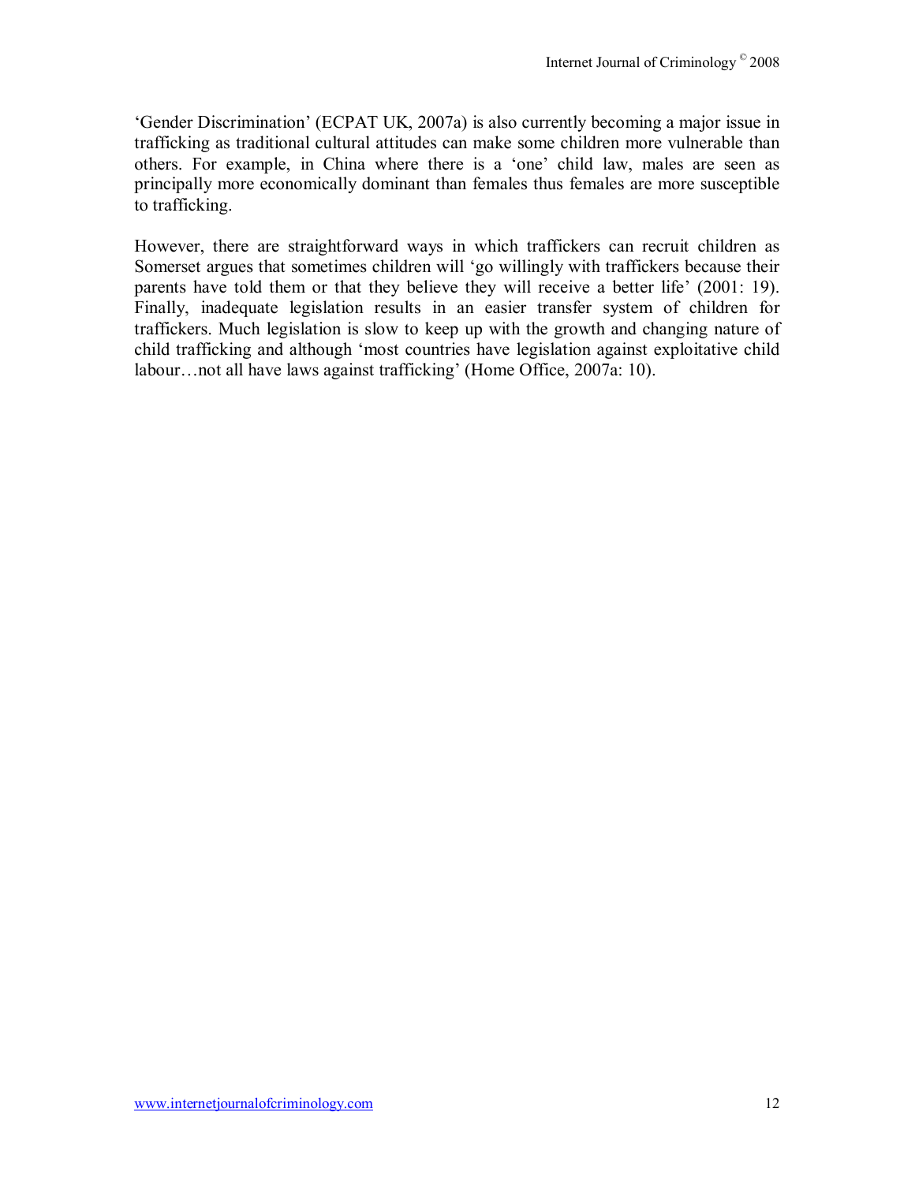'Gender Discrimination' (ECPAT UK, 2007a) is also currently becoming a major issue in trafficking as traditional cultural attitudes can make some children more vulnerable than others. For example, in China where there is a 'one' child law, males are seen as principally more economically dominant than females thus females are more susceptible to trafficking.

However, there are straightforward ways in which traffickers can recruit children as Somerset argues that sometimes children will 'go willingly with traffickers because their parents have told them or that they believe they will receive a better life' (2001: 19). Finally, inadequate legislation results in an easier transfer system of children for traffickers. Much legislation is slow to keep up with the growth and changing nature of child trafficking and although 'most countries have legislation against exploitative child labour…not all have laws against trafficking' (Home Office, 2007a: 10).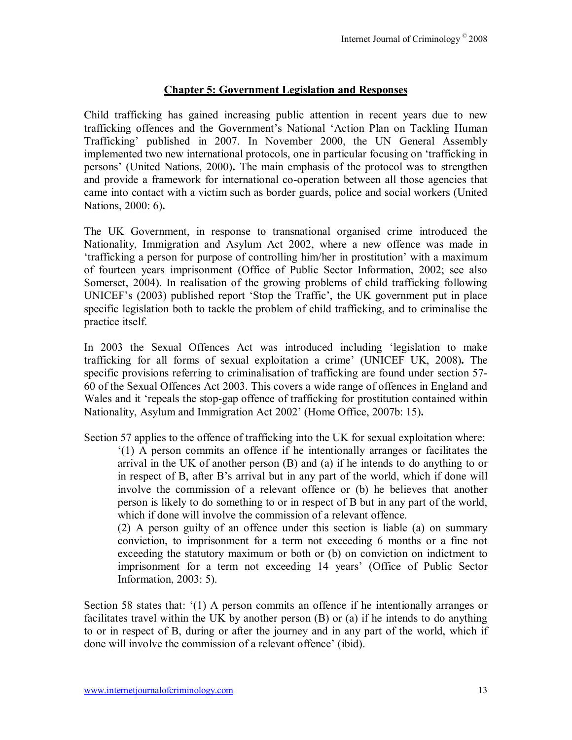## Chapter 5: Government Legislation and Responses

Child trafficking has gained increasing public attention in recent years due to new trafficking offences and the Government's National 'Action Plan on Tackling Human Trafficking' published in 2007. In November 2000, the UN General Assembly implemented two new international protocols, one in particular focusing on 'trafficking in persons' (United Nations, 2000)**.** The main emphasis of the protocol was to strengthen and provide a framework for international co-operation between all those agencies that came into contact with a victim such as border guards, police and social workers (United Nations, 2000: 6)**.**

The UK Government, in response to transnational organised crime introduced the Nationality, Immigration and Asylum Act 2002, where a new offence was made in 'trafficking a person for purpose of controlling him/her in prostitution' with a maximum of fourteen years imprisonment (Office of Public Sector Information, 2002; see also Somerset, 2004). In realisation of the growing problems of child trafficking following UNICEF's (2003) published report 'Stop the Traffic', the UK government put in place specific legislation both to tackle the problem of child trafficking, and to criminalise the practice itself.

In 2003 the Sexual Offences Act was introduced including 'legislation to make trafficking for all forms of sexual exploitation a crime' (UNICEF UK, 2008)**.** The specific provisions referring to criminalisation of trafficking are found under section 57-60 of the Sexual Offences Act 2003. This covers a wide range of offences in England and Wales and it 'repeals the stop-gap offence of trafficking for prostitution contained within Nationality, Asylum and Immigration Act 2002' (Home Office, 2007b: 15)**.**

Section 57 applies to the offence of trafficking into the UK for sexual exploitation where:

> '(1) A person commits an offence if he intentionally arranges or facilitates the arrival in the UK of another person (B) and (a) if he intends to do anything to or in respect of B, after B's arrival but in any part of the world, which if done will involve the commission of a relevant offence or (b) he believes that another person is likely to do something to or in respect of B but in any part of the world, which if done will involve the commission of a relevant offence.
>
> (2) A person guilty of an offence under this section is liable (a) on summary conviction, to imprisonment for a term not exceeding 6 months or a fine not exceeding the statutory maximum or both or (b) on conviction on indictment to imprisonment for a term not exceeding 14 years' (Office of Public Sector Information, 2003: 5).

Section 58 states that: '(1) A person commits an offence if he intentionally arranges or facilitates travel within the UK by another person (B) or (a) if he intends to do anything to or in respect of B, during or after the journey and in any part of the world, which if done will involve the commission of a relevant offence' (ibid).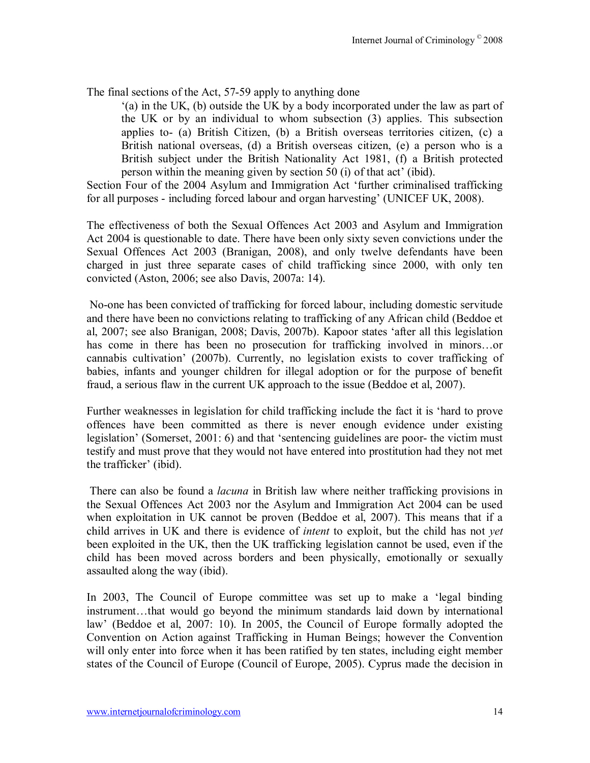The final sections of the Act, 57-59 apply to anything done

> '(a) in the UK, (b) outside the UK by a body incorporated under the law as part of the UK or by an individual to whom subsection (3) applies. This subsection applies to- (a) British Citizen, (b) a British overseas territories citizen, (c) a British national overseas, (d) a British overseas citizen, (e) a person who is a British subject under the British Nationality Act 1981, (f) a British protected person within the meaning given by section 50 (i) of that act' (ibid).

Section Four of the 2004 Asylum and Immigration Act 'further criminalised trafficking for all purposes - including forced labour and organ harvesting' (UNICEF UK, 2008).

The effectiveness of both the Sexual Offences Act 2003 and Asylum and Immigration Act 2004 is questionable to date. There have been only sixty seven convictions under the Sexual Offences Act 2003 (Branigan, 2008), and only twelve defendants have been charged in just three separate cases of child trafficking since 2000, with only ten convicted (Aston, 2006; see also Davis, 2007a: 14).

No-one has been convicted of trafficking for forced labour, including domestic servitude and there have been no convictions relating to trafficking of any African child (Beddoe et al, 2007; see also Branigan, 2008; Davis, 2007b). Kapoor states 'after all this legislation has come in there has been no prosecution for trafficking involved in minors…or cannabis cultivation' (2007b). Currently, no legislation exists to cover trafficking of babies, infants and younger children for illegal adoption or for the purpose of benefit fraud, a serious flaw in the current UK approach to the issue (Beddoe et al, 2007).

Further weaknesses in legislation for child trafficking include the fact it is 'hard to prove offences have been committed as there is never enough evidence under existing legislation' (Somerset, 2001: 6) and that 'sentencing guidelines are poor- the victim must testify and must prove that they would not have entered into prostitution had they not met the trafficker' (ibid).

There can also be found a *lacuna* in British law where neither trafficking provisions in the Sexual Offences Act 2003 nor the Asylum and Immigration Act 2004 can be used when exploitation in UK cannot be proven (Beddoe et al, 2007). This means that if a child arrives in UK and there is evidence of *intent* to exploit, but the child has not *yet* been exploited in the UK, then the UK trafficking legislation cannot be used, even if the child has been moved across borders and been physically, emotionally or sexually assaulted along the way (ibid).

In 2003, The Council of Europe committee was set up to make a 'legal binding instrument…that would go beyond the minimum standards laid down by international law' (Beddoe et al, 2007: 10). In 2005, the Council of Europe formally adopted the Convention on Action against Trafficking in Human Beings; however the Convention will only enter into force when it has been ratified by ten states, including eight member states of the Council of Europe (Council of Europe, 2005). Cyprus made the decision in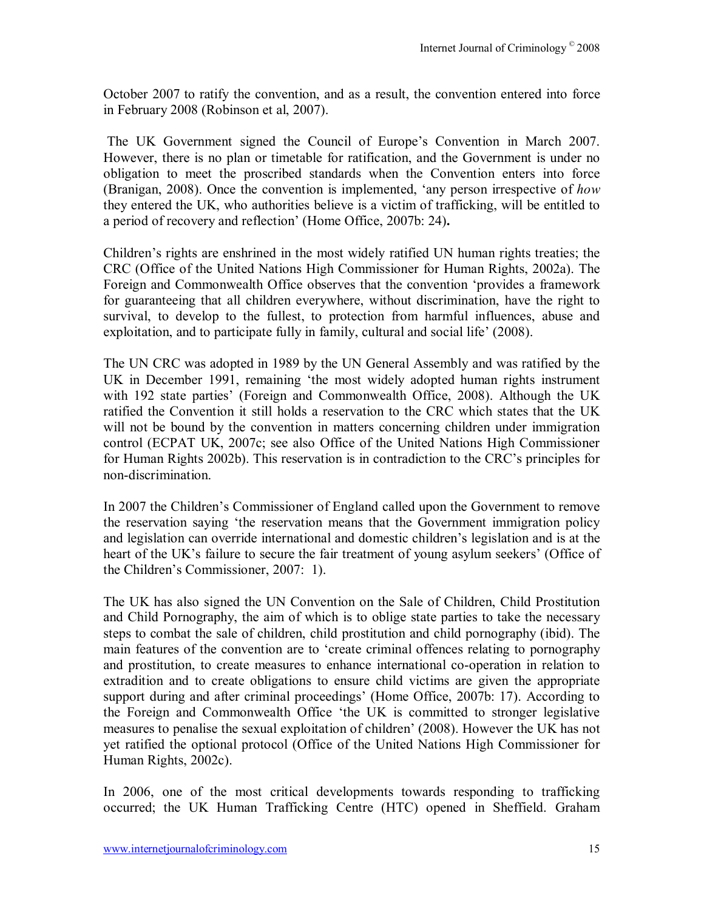October 2007 to ratify the convention, and as a result, the convention entered into force in February 2008 (Robinson et al, 2007).

The UK Government signed the Council of Europe's Convention in March 2007. However, there is no plan or timetable for ratification, and the Government is under no obligation to meet the proscribed standards when the Convention enters into force (Branigan, 2008). Once the convention is implemented, 'any person irrespective of *how* they entered the UK, who authorities believe is a victim of trafficking, will be entitled to a period of recovery and reflection' (Home Office, 2007b: 24)**.**

Children's rights are enshrined in the most widely ratified UN human rights treaties; the CRC (Office of the United Nations High Commissioner for Human Rights, 2002a). The Foreign and Commonwealth Office observes that the convention 'provides a framework for guaranteeing that all children everywhere, without discrimination, have the right to survival, to develop to the fullest, to protection from harmful influences, abuse and exploitation, and to participate fully in family, cultural and social life' (2008).

The UN CRC was adopted in 1989 by the UN General Assembly and was ratified by the UK in December 1991, remaining 'the most widely adopted human rights instrument with 192 state parties' (Foreign and Commonwealth Office, 2008). Although the UK ratified the Convention it still holds a reservation to the CRC which states that the UK will not be bound by the convention in matters concerning children under immigration control (ECPAT UK, 2007c; see also Office of the United Nations High Commissioner for Human Rights 2002b). This reservation is in contradiction to the CRC's principles for non-discrimination.

In 2007 the Children's Commissioner of England called upon the Government to remove the reservation saying 'the reservation means that the Government immigration policy and legislation can override international and domestic children's legislation and is at the heart of the UK's failure to secure the fair treatment of young asylum seekers' (Office of the Children's Commissioner, 2007: 1).

The UK has also signed the UN Convention on the Sale of Children, Child Prostitution and Child Pornography, the aim of which is to oblige state parties to take the necessary steps to combat the sale of children, child prostitution and child pornography (ibid). The main features of the convention are to 'create criminal offences relating to pornography and prostitution, to create measures to enhance international co-operation in relation to extradition and to create obligations to ensure child victims are given the appropriate support during and after criminal proceedings' (Home Office, 2007b: 17). According to the Foreign and Commonwealth Office 'the UK is committed to stronger legislative measures to penalise the sexual exploitation of children' (2008). However the UK has not yet ratified the optional protocol (Office of the United Nations High Commissioner for Human Rights, 2002c).

In 2006, one of the most critical developments towards responding to trafficking occurred; the UK Human Trafficking Centre (HTC) opened in Sheffield. Graham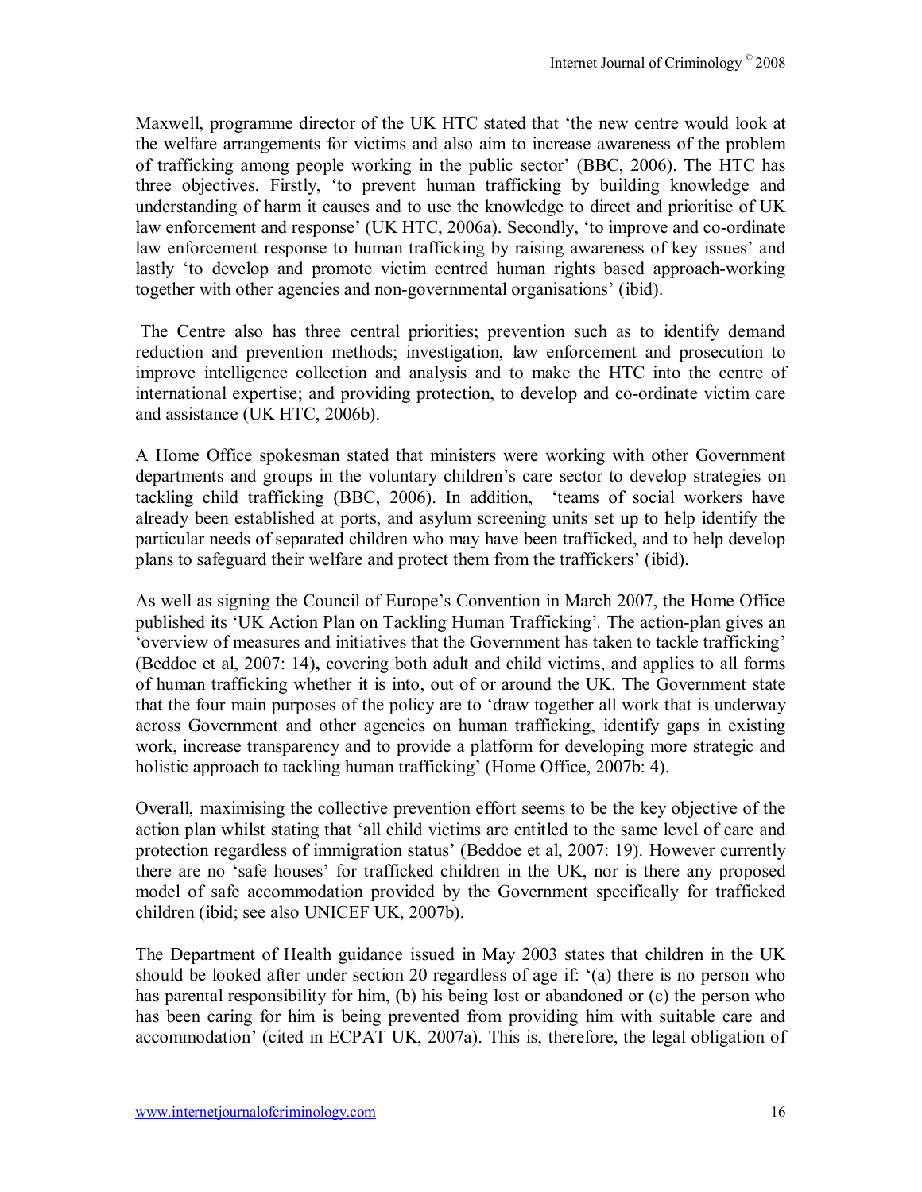Maxwell, programme director of the UK HTC stated that 'the new centre would look at the welfare arrangements for victims and also aim to increase awareness of the problem of trafficking among people working in the public sector' (BBC, 2006). The HTC has three objectives. Firstly, 'to prevent human trafficking by building knowledge and understanding of harm it causes and to use the knowledge to direct and prioritise of UK law enforcement and response' (UK HTC, 2006a). Secondly, 'to improve and co-ordinate law enforcement response to human trafficking by raising awareness of key issues' and lastly 'to develop and promote victim centred human rights based approach-working together with other agencies and non-governmental organisations' (ibid).

The Centre also has three central priorities; prevention such as to identify demand reduction and prevention methods; investigation, law enforcement and prosecution to improve intelligence collection and analysis and to make the HTC into the centre of international expertise; and providing protection, to develop and co-ordinate victim care and assistance (UK HTC, 2006b).

A Home Office spokesman stated that ministers were working with other Government departments and groups in the voluntary children's care sector to develop strategies on tackling child trafficking (BBC, 2006). In addition, 'teams of social workers have already been established at ports, and asylum screening units set up to help identify the particular needs of separated children who may have been trafficked, and to help develop plans to safeguard their welfare and protect them from the traffickers' (ibid).

As well as signing the Council of Europe's Convention in March 2007, the Home Office published its 'UK Action Plan on Tackling Human Trafficking'. The action-plan gives an 'overview of measures and initiatives that the Government has taken to tackle trafficking' (Beddoe et al, 2007: 14)**,** covering both adult and child victims, and applies to all forms of human trafficking whether it is into, out of or around the UK. The Government state that the four main purposes of the policy are to 'draw together all work that is underway across Government and other agencies on human trafficking, identify gaps in existing work, increase transparency and to provide a platform for developing more strategic and holistic approach to tackling human trafficking' (Home Office, 2007b: 4).

Overall, maximising the collective prevention effort seems to be the key objective of the action plan whilst stating that 'all child victims are entitled to the same level of care and protection regardless of immigration status' (Beddoe et al, 2007: 19). However currently there are no 'safe houses' for trafficked children in the UK, nor is there any proposed model of safe accommodation provided by the Government specifically for trafficked children (ibid; see also UNICEF UK, 2007b).

The Department of Health guidance issued in May 2003 states that children in the UK should be looked after under section 20 regardless of age if: '(a) there is no person who has parental responsibility for him, (b) his being lost or abandoned or (c) the person who has been caring for him is being prevented from providing him with suitable care and accommodation' (cited in ECPAT UK, 2007a). This is, therefore, the legal obligation of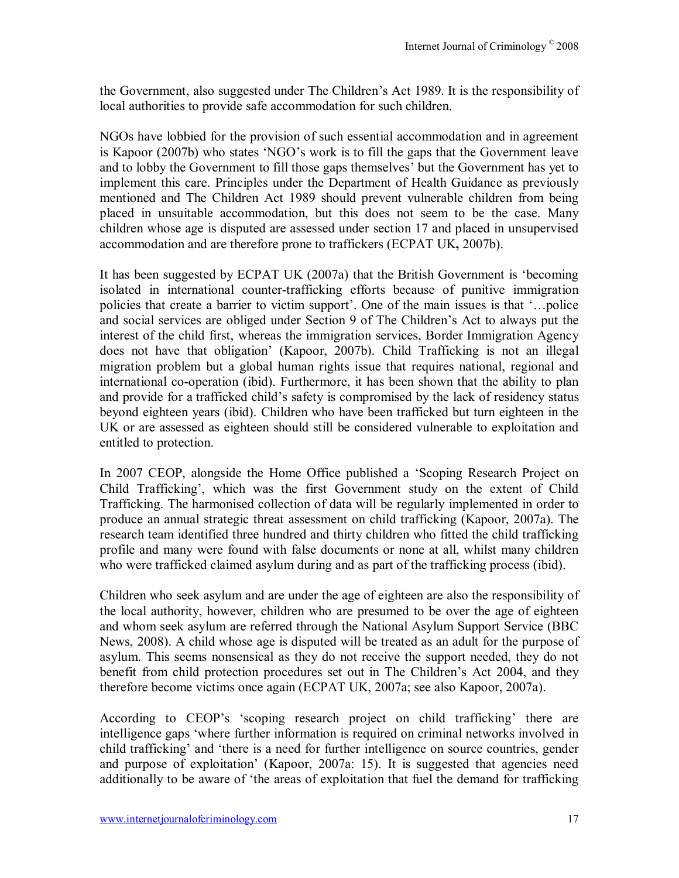the Government, also suggested under The Children's Act 1989. It is the responsibility of local authorities to provide safe accommodation for such children.

NGOs have lobbied for the provision of such essential accommodation and in agreement is Kapoor (2007b) who states 'NGO's work is to fill the gaps that the Government leave and to lobby the Government to fill those gaps themselves' but the Government has yet to implement this care. Principles under the Department of Health Guidance as previously mentioned and The Children Act 1989 should prevent vulnerable children from being placed in unsuitable accommodation, but this does not seem to be the case. Many children whose age is disputed are assessed under section 17 and placed in unsupervised accommodation and are therefore prone to traffickers (ECPAT UK**,** 2007b).

It has been suggested by ECPAT UK (2007a) that the British Government is 'becoming isolated in international counter-trafficking efforts because of punitive immigration policies that create a barrier to victim support'. One of the main issues is that '…police and social services are obliged under Section 9 of The Children's Act to always put the interest of the child first, whereas the immigration services, Border Immigration Agency does not have that obligation' (Kapoor, 2007b). Child Trafficking is not an illegal migration problem but a global human rights issue that requires national, regional and international co-operation (ibid). Furthermore, it has been shown that the ability to plan and provide for a trafficked child's safety is compromised by the lack of residency status beyond eighteen years (ibid). Children who have been trafficked but turn eighteen in the UK or are assessed as eighteen should still be considered vulnerable to exploitation and entitled to protection.

In 2007 CEOP, alongside the Home Office published a 'Scoping Research Project on Child Trafficking', which was the first Government study on the extent of Child Trafficking. The harmonised collection of data will be regularly implemented in order to produce an annual strategic threat assessment on child trafficking (Kapoor, 2007a). The research team identified three hundred and thirty children who fitted the child trafficking profile and many were found with false documents or none at all, whilst many children who were trafficked claimed asylum during and as part of the trafficking process (ibid).

Children who seek asylum and are under the age of eighteen are also the responsibility of the local authority, however, children who are presumed to be over the age of eighteen and whom seek asylum are referred through the National Asylum Support Service (BBC News, 2008). A child whose age is disputed will be treated as an adult for the purpose of asylum. This seems nonsensical as they do not receive the support needed, they do not benefit from child protection procedures set out in The Children's Act 2004, and they therefore become victims once again (ECPAT UK, 2007a; see also Kapoor, 2007a).

According to CEOP's 'scoping research project on child trafficking' there are intelligence gaps 'where further information is required on criminal networks involved in child trafficking' and 'there is a need for further intelligence on source countries, gender and purpose of exploitation' (Kapoor, 2007a: 15). It is suggested that agencies need additionally to be aware of 'the areas of exploitation that fuel the demand for trafficking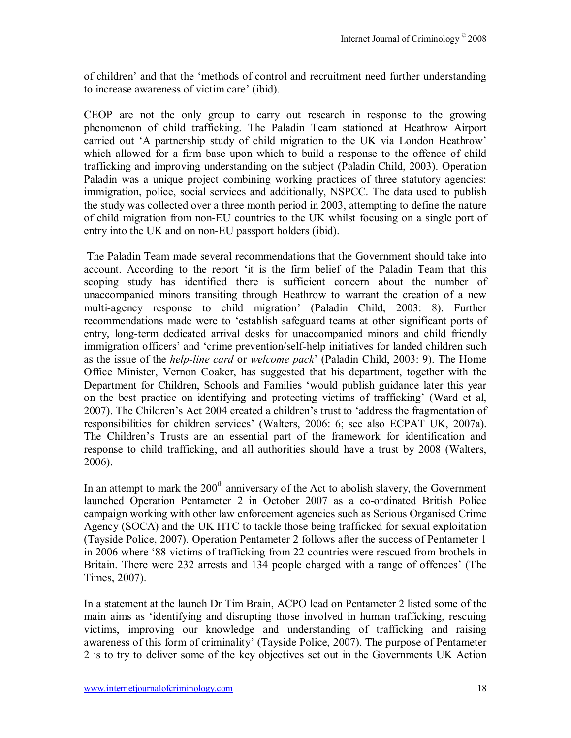of children' and that the 'methods of control and recruitment need further understanding to increase awareness of victim care' (ibid).

CEOP are not the only group to carry out research in response to the growing phenomenon of child trafficking. The Paladin Team stationed at Heathrow Airport carried out 'A partnership study of child migration to the UK via London Heathrow' which allowed for a firm base upon which to build a response to the offence of child trafficking and improving understanding on the subject (Paladin Child, 2003). Operation Paladin was a unique project combining working practices of three statutory agencies: immigration, police, social services and additionally, NSPCC. The data used to publish the study was collected over a three month period in 2003, attempting to define the nature of child migration from non-EU countries to the UK whilst focusing on a single port of entry into the UK and on non-EU passport holders (ibid).

The Paladin Team made several recommendations that the Government should take into account. According to the report 'it is the firm belief of the Paladin Team that this scoping study has identified there is sufficient concern about the number of unaccompanied minors transiting through Heathrow to warrant the creation of a new multi-agency response to child migration' (Paladin Child, 2003: 8). Further recommendations made were to 'establish safeguard teams at other significant ports of entry, long-term dedicated arrival desks for unaccompanied minors and child friendly immigration officers' and 'crime prevention/self-help initiatives for landed children such as the issue of the *help-line card* or *welcome pack*' (Paladin Child, 2003: 9). The Home Office Minister, Vernon Coaker, has suggested that his department, together with the Department for Children, Schools and Families 'would publish guidance later this year on the best practice on identifying and protecting victims of trafficking' (Ward et al, 2007). The Children's Act 2004 created a children's trust to 'address the fragmentation of responsibilities for children services' (Walters, 2006: 6; see also ECPAT UK, 2007a). The Children's Trusts are an essential part of the framework for identification and response to child trafficking, and all authorities should have a trust by 2008 (Walters, 2006).

In an attempt to mark the 200th anniversary of the Act to abolish slavery, the Government launched Operation Pentameter 2 in October 2007 as a co-ordinated British Police campaign working with other law enforcement agencies such as Serious Organised Crime Agency (SOCA) and the UK HTC to tackle those being trafficked for sexual exploitation (Tayside Police, 2007). Operation Pentameter 2 follows after the success of Pentameter 1 in 2006 where '88 victims of trafficking from 22 countries were rescued from brothels in Britain. There were 232 arrests and 134 people charged with a range of offences' (The Times, 2007).

In a statement at the launch Dr Tim Brain, ACPO lead on Pentameter 2 listed some of the main aims as 'identifying and disrupting those involved in human trafficking, rescuing victims, improving our knowledge and understanding of trafficking and raising awareness of this form of criminality' (Tayside Police, 2007). The purpose of Pentameter 2 is to try to deliver some of the key objectives set out in the Governments UK Action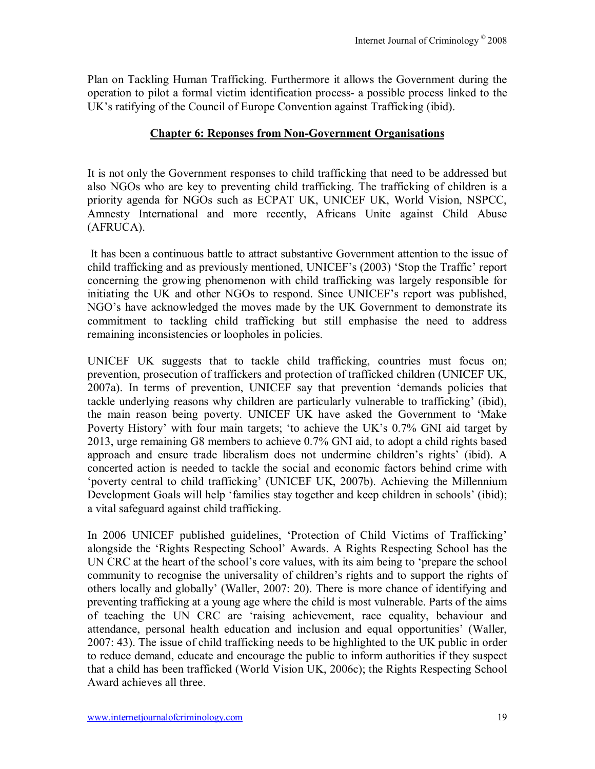Plan on Tackling Human Trafficking. Furthermore it allows the Government during the operation to pilot a formal victim identification process- a possible process linked to the UK's ratifying of the Council of Europe Convention against Trafficking (ibid).

## Chapter 6: Reponses from Non-Government Organisations

It is not only the Government responses to child trafficking that need to be addressed but also NGOs who are key to preventing child trafficking. The trafficking of children is a priority agenda for NGOs such as ECPAT UK, UNICEF UK, World Vision, NSPCC, Amnesty International and more recently, Africans Unite against Child Abuse (AFRUCA).

It has been a continuous battle to attract substantive Government attention to the issue of child trafficking and as previously mentioned, UNICEF's (2003) 'Stop the Traffic' report concerning the growing phenomenon with child trafficking was largely responsible for initiating the UK and other NGOs to respond. Since UNICEF's report was published, NGO's have acknowledged the moves made by the UK Government to demonstrate its commitment to tackling child trafficking but still emphasise the need to address remaining inconsistencies or loopholes in policies.

UNICEF UK suggests that to tackle child trafficking, countries must focus on; prevention, prosecution of traffickers and protection of trafficked children (UNICEF UK, 2007a). In terms of prevention, UNICEF say that prevention 'demands policies that tackle underlying reasons why children are particularly vulnerable to trafficking' (ibid), the main reason being poverty. UNICEF UK have asked the Government to 'Make Poverty History' with four main targets; 'to achieve the UK's 0.7% GNI aid target by 2013, urge remaining G8 members to achieve 0.7% GNI aid, to adopt a child rights based approach and ensure trade liberalism does not undermine children's rights' (ibid). A concerted action is needed to tackle the social and economic factors behind crime with 'poverty central to child trafficking' (UNICEF UK, 2007b). Achieving the Millennium Development Goals will help 'families stay together and keep children in schools' (ibid); a vital safeguard against child trafficking.

In 2006 UNICEF published guidelines, 'Protection of Child Victims of Trafficking' alongside the 'Rights Respecting School' Awards. A Rights Respecting School has the UN CRC at the heart of the school's core values, with its aim being to 'prepare the school community to recognise the universality of children's rights and to support the rights of others locally and globally' (Waller, 2007: 20). There is more chance of identifying and preventing trafficking at a young age where the child is most vulnerable. Parts of the aims of teaching the UN CRC are 'raising achievement, race equality, behaviour and attendance, personal health education and inclusion and equal opportunities' (Waller, 2007: 43). The issue of child trafficking needs to be highlighted to the UK public in order to reduce demand, educate and encourage the public to inform authorities if they suspect that a child has been trafficked (World Vision UK, 2006c); the Rights Respecting School Award achieves all three.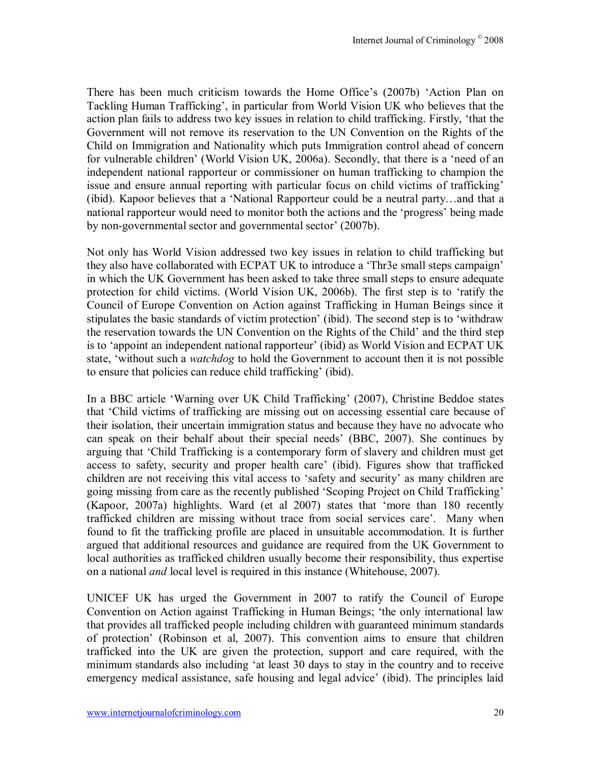There has been much criticism towards the Home Office's (2007b) 'Action Plan on Tackling Human Trafficking', in particular from World Vision UK who believes that the action plan fails to address two key issues in relation to child trafficking. Firstly, 'that the Government will not remove its reservation to the UN Convention on the Rights of the Child on Immigration and Nationality which puts Immigration control ahead of concern for vulnerable children' (World Vision UK, 2006a). Secondly, that there is a 'need of an independent national rapporteur or commissioner on human trafficking to champion the issue and ensure annual reporting with particular focus on child victims of trafficking' (ibid). Kapoor believes that a 'National Rapporteur could be a neutral party…and that a national rapporteur would need to monitor both the actions and the 'progress' being made by non-governmental sector and governmental sector' (2007b).

Not only has World Vision addressed two key issues in relation to child trafficking but they also have collaborated with ECPAT UK to introduce a 'Thr3e small steps campaign' in which the UK Government has been asked to take three small steps to ensure adequate protection for child victims. (World Vision UK, 2006b). The first step is to 'ratify the Council of Europe Convention on Action against Trafficking in Human Beings since it stipulates the basic standards of victim protection' (ibid). The second step is to 'withdraw the reservation towards the UN Convention on the Rights of the Child' and the third step is to 'appoint an independent national rapporteur' (ibid) as World Vision and ECPAT UK state, 'without such a *watchdog* to hold the Government to account then it is not possible to ensure that policies can reduce child trafficking' (ibid).

In a BBC article 'Warning over UK Child Trafficking' (2007), Christine Beddoe states that 'Child victims of trafficking are missing out on accessing essential care because of their isolation, their uncertain immigration status and because they have no advocate who can speak on their behalf about their special needs' (BBC, 2007). She continues by arguing that 'Child Trafficking is a contemporary form of slavery and children must get access to safety, security and proper health care' (ibid). Figures show that trafficked children are not receiving this vital access to 'safety and security' as many children are going missing from care as the recently published 'Scoping Project on Child Trafficking' (Kapoor, 2007a) highlights. Ward (et al 2007) states that 'more than 180 recently trafficked children are missing without trace from social services care'. Many when found to fit the trafficking profile are placed in unsuitable accommodation. It is further argued that additional resources and guidance are required from the UK Government to local authorities as trafficked children usually become their responsibility, thus expertise on a national *and* local level is required in this instance (Whitehouse, 2007).

UNICEF UK has urged the Government in 2007 to ratify the Council of Europe Convention on Action against Trafficking in Human Beings; 'the only international law that provides all trafficked people including children with guaranteed minimum standards of protection' (Robinson et al, 2007). This convention aims to ensure that children trafficked into the UK are given the protection, support and care required, with the minimum standards also including 'at least 30 days to stay in the country and to receive emergency medical assistance, safe housing and legal advice' (ibid). The principles laid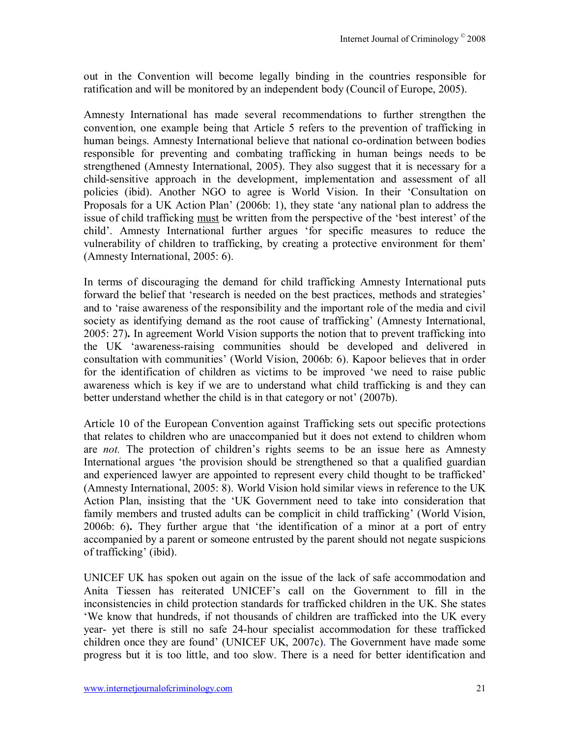out in the Convention will become legally binding in the countries responsible for ratification and will be monitored by an independent body (Council of Europe, 2005).

Amnesty International has made several recommendations to further strengthen the convention, one example being that Article 5 refers to the prevention of trafficking in human beings. Amnesty International believe that national co-ordination between bodies responsible for preventing and combating trafficking in human beings needs to be strengthened (Amnesty International, 2005). They also suggest that it is necessary for a child-sensitive approach in the development, implementation and assessment of all policies (ibid). Another NGO to agree is World Vision. In their 'Consultation on Proposals for a UK Action Plan' (2006b: 1), they state 'any national plan to address the issue of child trafficking <u>must</u> be written from the perspective of the 'best interest' of the child'. Amnesty International further argues 'for specific measures to reduce the vulnerability of children to trafficking, by creating a protective environment for them' (Amnesty International, 2005: 6).

In terms of discouraging the demand for child trafficking Amnesty International puts forward the belief that 'research is needed on the best practices, methods and strategies' and to 'raise awareness of the responsibility and the important role of the media and civil society as identifying demand as the root cause of trafficking' (Amnesty International, 2005: 27). In agreement World Vision supports the notion that to prevent trafficking into the UK 'awareness-raising communities should be developed and delivered in consultation with communities' (World Vision, 2006b: 6). Kapoor believes that in order for the identification of children as victims to be improved 'we need to raise public awareness which is key if we are to understand what child trafficking is and they can better understand whether the child is in that category or not' (2007b).

Article 10 of the European Convention against Trafficking sets out specific protections that relates to children who are unaccompanied but it does not extend to children whom are *not.* The protection of children's rights seems to be an issue here as Amnesty International argues 'the provision should be strengthened so that a qualified guardian and experienced lawyer are appointed to represent every child thought to be trafficked' (Amnesty International, 2005: 8). World Vision hold similar views in reference to the UK Action Plan, insisting that the 'UK Government need to take into consideration that family members and trusted adults can be complicit in child trafficking' (World Vision, 2006b: 6). They further argue that 'the identification of a minor at a port of entry accompanied by a parent or someone entrusted by the parent should not negate suspicions of trafficking' (ibid).

UNICEF UK has spoken out again on the issue of the lack of safe accommodation and Anita Tiessen has reiterated UNICEF's call on the Government to fill in the inconsistencies in child protection standards for trafficked children in the UK. She states 'We know that hundreds, if not thousands of children are trafficked into the UK every year- yet there is still no safe 24-hour specialist accommodation for these trafficked children once they are found' (UNICEF UK, 2007c). The Government have made some progress but it is too little, and too slow. There is a need for better identification and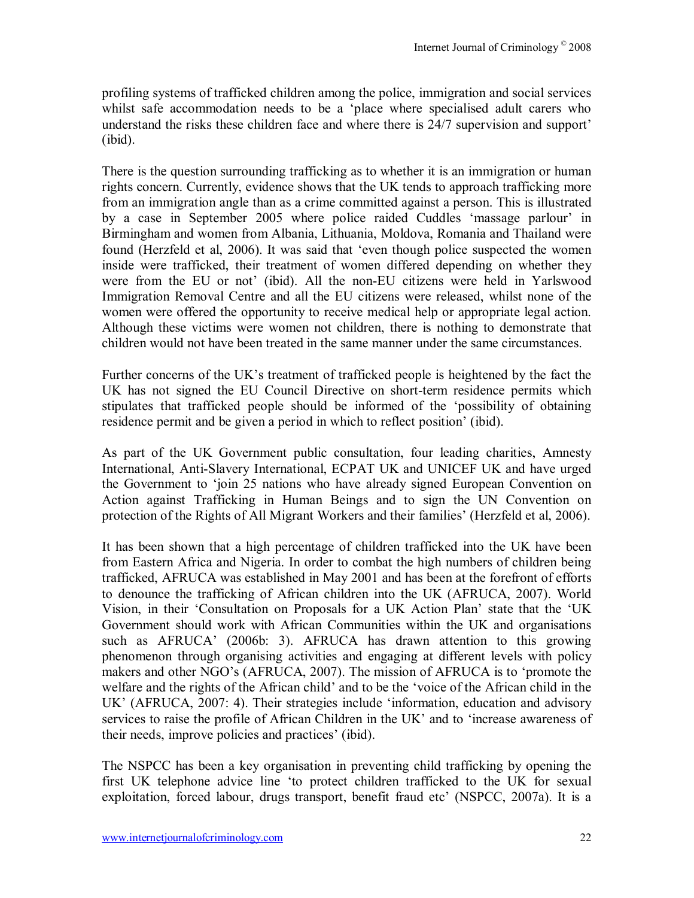profiling systems of trafficked children among the police, immigration and social services whilst safe accommodation needs to be a 'place where specialised adult carers who understand the risks these children face and where there is 24/7 supervision and support' (ibid).

There is the question surrounding trafficking as to whether it is an immigration or human rights concern. Currently, evidence shows that the UK tends to approach trafficking more from an immigration angle than as a crime committed against a person. This is illustrated by a case in September 2005 where police raided Cuddles 'massage parlour' in Birmingham and women from Albania, Lithuania, Moldova, Romania and Thailand were found (Herzfeld et al, 2006). It was said that 'even though police suspected the women inside were trafficked, their treatment of women differed depending on whether they were from the EU or not' (ibid). All the non-EU citizens were held in Yarlswood Immigration Removal Centre and all the EU citizens were released, whilst none of the women were offered the opportunity to receive medical help or appropriate legal action. Although these victims were women not children, there is nothing to demonstrate that children would not have been treated in the same manner under the same circumstances.

Further concerns of the UK's treatment of trafficked people is heightened by the fact the UK has not signed the EU Council Directive on short-term residence permits which stipulates that trafficked people should be informed of the 'possibility of obtaining residence permit and be given a period in which to reflect position' (ibid).

As part of the UK Government public consultation, four leading charities, Amnesty International, Anti-Slavery International, ECPAT UK and UNICEF UK and have urged the Government to 'join 25 nations who have already signed European Convention on Action against Trafficking in Human Beings and to sign the UN Convention on protection of the Rights of All Migrant Workers and their families' (Herzfeld et al, 2006).

It has been shown that a high percentage of children trafficked into the UK have been from Eastern Africa and Nigeria. In order to combat the high numbers of children being trafficked, AFRUCA was established in May 2001 and has been at the forefront of efforts to denounce the trafficking of African children into the UK (AFRUCA, 2007). World Vision, in their 'Consultation on Proposals for a UK Action Plan' state that the 'UK Government should work with African Communities within the UK and organisations such as AFRUCA' (2006b: 3). AFRUCA has drawn attention to this growing phenomenon through organising activities and engaging at different levels with policy makers and other NGO's (AFRUCA, 2007). The mission of AFRUCA is to 'promote the welfare and the rights of the African child' and to be the 'voice of the African child in the UK' (AFRUCA, 2007: 4). Their strategies include 'information, education and advisory services to raise the profile of African Children in the UK' and to 'increase awareness of their needs, improve policies and practices' (ibid).

The NSPCC has been a key organisation in preventing child trafficking by opening the first UK telephone advice line 'to protect children trafficked to the UK for sexual exploitation, forced labour, drugs transport, benefit fraud etc' (NSPCC, 2007a). It is a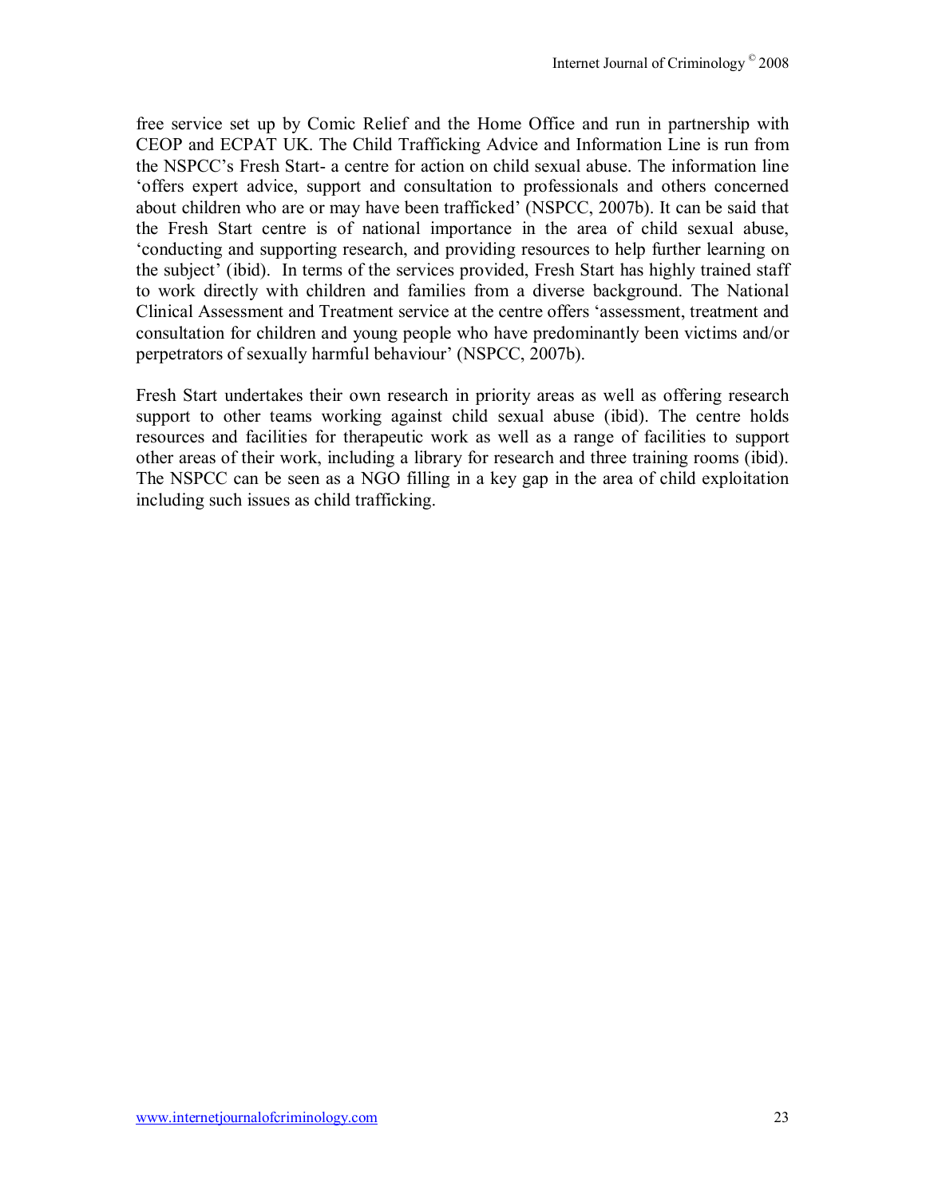free service set up by Comic Relief and the Home Office and run in partnership with CEOP and ECPAT UK. The Child Trafficking Advice and Information Line is run from the NSPCC's Fresh Start- a centre for action on child sexual abuse. The information line 'offers expert advice, support and consultation to professionals and others concerned about children who are or may have been trafficked' (NSPCC, 2007b). It can be said that the Fresh Start centre is of national importance in the area of child sexual abuse, 'conducting and supporting research, and providing resources to help further learning on the subject' (ibid). In terms of the services provided, Fresh Start has highly trained staff to work directly with children and families from a diverse background. The National Clinical Assessment and Treatment service at the centre offers 'assessment, treatment and consultation for children and young people who have predominantly been victims and/or perpetrators of sexually harmful behaviour' (NSPCC, 2007b).

Fresh Start undertakes their own research in priority areas as well as offering research support to other teams working against child sexual abuse (ibid). The centre holds resources and facilities for therapeutic work as well as a range of facilities to support other areas of their work, including a library for research and three training rooms (ibid). The NSPCC can be seen as a NGO filling in a key gap in the area of child exploitation including such issues as child trafficking.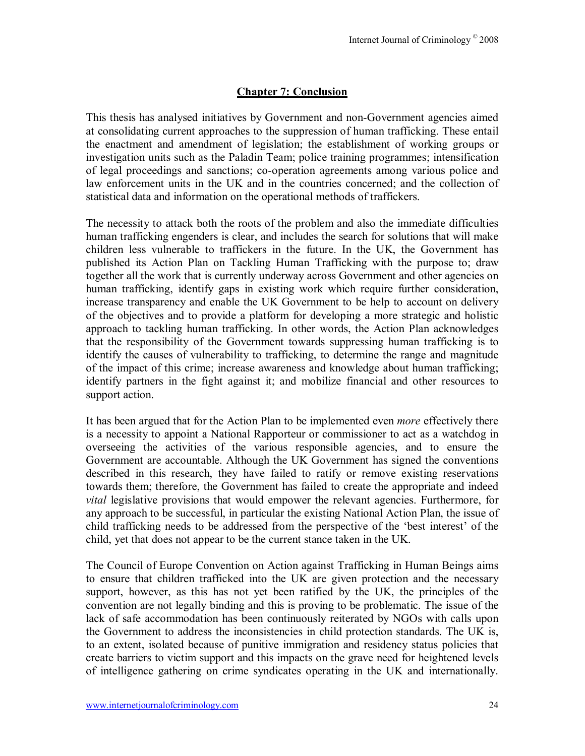## Chapter 7: Conclusion

This thesis has analysed initiatives by Government and non-Government agencies aimed at consolidating current approaches to the suppression of human trafficking. These entail the enactment and amendment of legislation; the establishment of working groups or investigation units such as the Paladin Team; police training programmes; intensification of legal proceedings and sanctions; co-operation agreements among various police and law enforcement units in the UK and in the countries concerned; and the collection of statistical data and information on the operational methods of traffickers.

The necessity to attack both the roots of the problem and also the immediate difficulties human trafficking engenders is clear, and includes the search for solutions that will make children less vulnerable to traffickers in the future. In the UK, the Government has published its Action Plan on Tackling Human Trafficking with the purpose to; draw together all the work that is currently underway across Government and other agencies on human trafficking, identify gaps in existing work which require further consideration, increase transparency and enable the UK Government to be help to account on delivery of the objectives and to provide a platform for developing a more strategic and holistic approach to tackling human trafficking. In other words, the Action Plan acknowledges that the responsibility of the Government towards suppressing human trafficking is to identify the causes of vulnerability to trafficking, to determine the range and magnitude of the impact of this crime; increase awareness and knowledge about human trafficking; identify partners in the fight against it; and mobilize financial and other resources to support action.

It has been argued that for the Action Plan to be implemented even *more* effectively there is a necessity to appoint a National Rapporteur or commissioner to act as a watchdog in overseeing the activities of the various responsible agencies, and to ensure the Government are accountable. Although the UK Government has signed the conventions described in this research, they have failed to ratify or remove existing reservations towards them; therefore, the Government has failed to create the appropriate and indeed *vital* legislative provisions that would empower the relevant agencies. Furthermore, for any approach to be successful, in particular the existing National Action Plan, the issue of child trafficking needs to be addressed from the perspective of the 'best interest' of the child, yet that does not appear to be the current stance taken in the UK.

The Council of Europe Convention on Action against Trafficking in Human Beings aims to ensure that children trafficked into the UK are given protection and the necessary support, however, as this has not yet been ratified by the UK, the principles of the convention are not legally binding and this is proving to be problematic. The issue of the lack of safe accommodation has been continuously reiterated by NGOs with calls upon the Government to address the inconsistencies in child protection standards. The UK is, to an extent, isolated because of punitive immigration and residency status policies that create barriers to victim support and this impacts on the grave need for heightened levels of intelligence gathering on crime syndicates operating in the UK and internationally.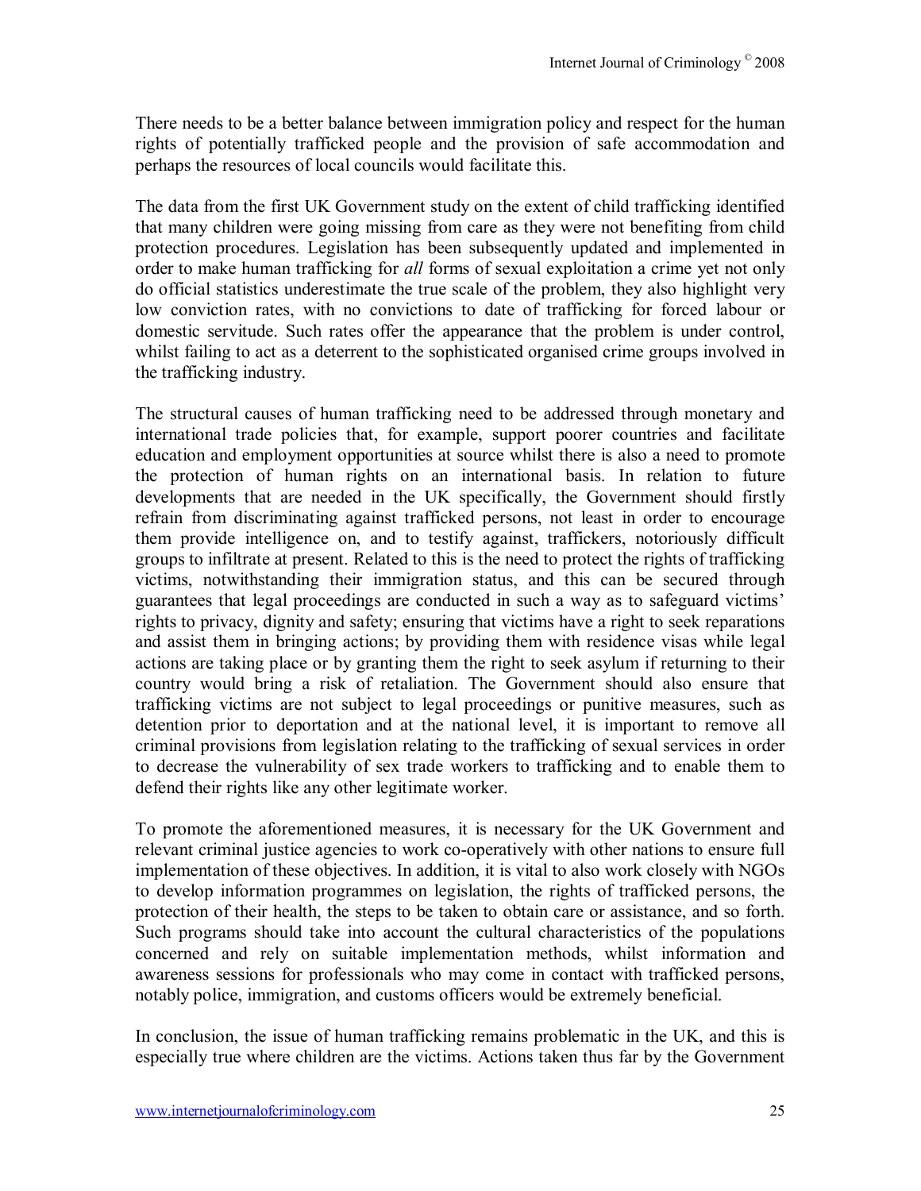There needs to be a better balance between immigration policy and respect for the human rights of potentially trafficked people and the provision of safe accommodation and perhaps the resources of local councils would facilitate this.

The data from the first UK Government study on the extent of child trafficking identified that many children were going missing from care as they were not benefiting from child protection procedures. Legislation has been subsequently updated and implemented in order to make human trafficking for *all* forms of sexual exploitation a crime yet not only do official statistics underestimate the true scale of the problem, they also highlight very low conviction rates, with no convictions to date of trafficking for forced labour or domestic servitude. Such rates offer the appearance that the problem is under control, whilst failing to act as a deterrent to the sophisticated organised crime groups involved in the trafficking industry.

The structural causes of human trafficking need to be addressed through monetary and international trade policies that, for example, support poorer countries and facilitate education and employment opportunities at source whilst there is also a need to promote the protection of human rights on an international basis. In relation to future developments that are needed in the UK specifically, the Government should firstly refrain from discriminating against trafficked persons, not least in order to encourage them provide intelligence on, and to testify against, traffickers, notoriously difficult groups to infiltrate at present. Related to this is the need to protect the rights of trafficking victims, notwithstanding their immigration status, and this can be secured through guarantees that legal proceedings are conducted in such a way as to safeguard victims' rights to privacy, dignity and safety; ensuring that victims have a right to seek reparations and assist them in bringing actions; by providing them with residence visas while legal actions are taking place or by granting them the right to seek asylum if returning to their country would bring a risk of retaliation. The Government should also ensure that trafficking victims are not subject to legal proceedings or punitive measures, such as detention prior to deportation and at the national level, it is important to remove all criminal provisions from legislation relating to the trafficking of sexual services in order to decrease the vulnerability of sex trade workers to trafficking and to enable them to defend their rights like any other legitimate worker.

To promote the aforementioned measures, it is necessary for the UK Government and relevant criminal justice agencies to work co-operatively with other nations to ensure full implementation of these objectives. In addition, it is vital to also work closely with NGOs to develop information programmes on legislation, the rights of trafficked persons, the protection of their health, the steps to be taken to obtain care or assistance, and so forth. Such programs should take into account the cultural characteristics of the populations concerned and rely on suitable implementation methods, whilst information and awareness sessions for professionals who may come in contact with trafficked persons, notably police, immigration, and customs officers would be extremely beneficial.

In conclusion, the issue of human trafficking remains problematic in the UK, and this is especially true where children are the victims. Actions taken thus far by the Government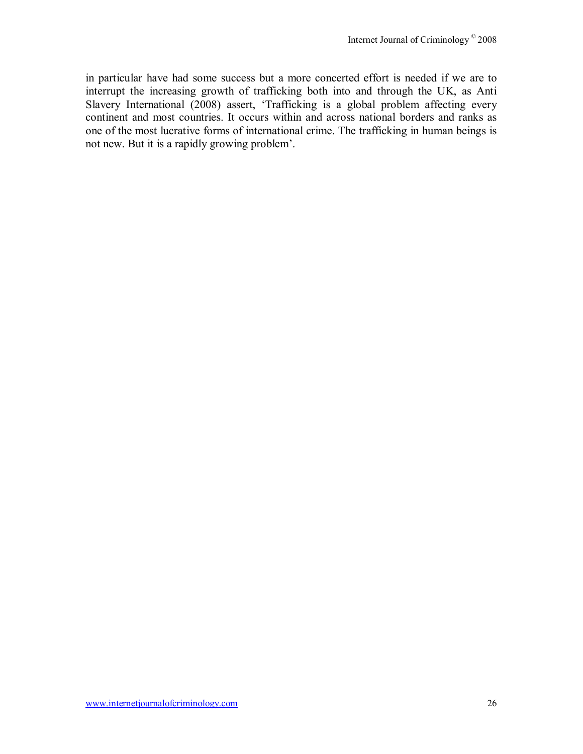in particular have had some success but a more concerted effort is needed if we are to interrupt the increasing growth of trafficking both into and through the UK, as Anti Slavery International (2008) assert, 'Trafficking is a global problem affecting every continent and most countries. It occurs within and across national borders and ranks as one of the most lucrative forms of international crime. The trafficking in human beings is not new. But it is a rapidly growing problem'.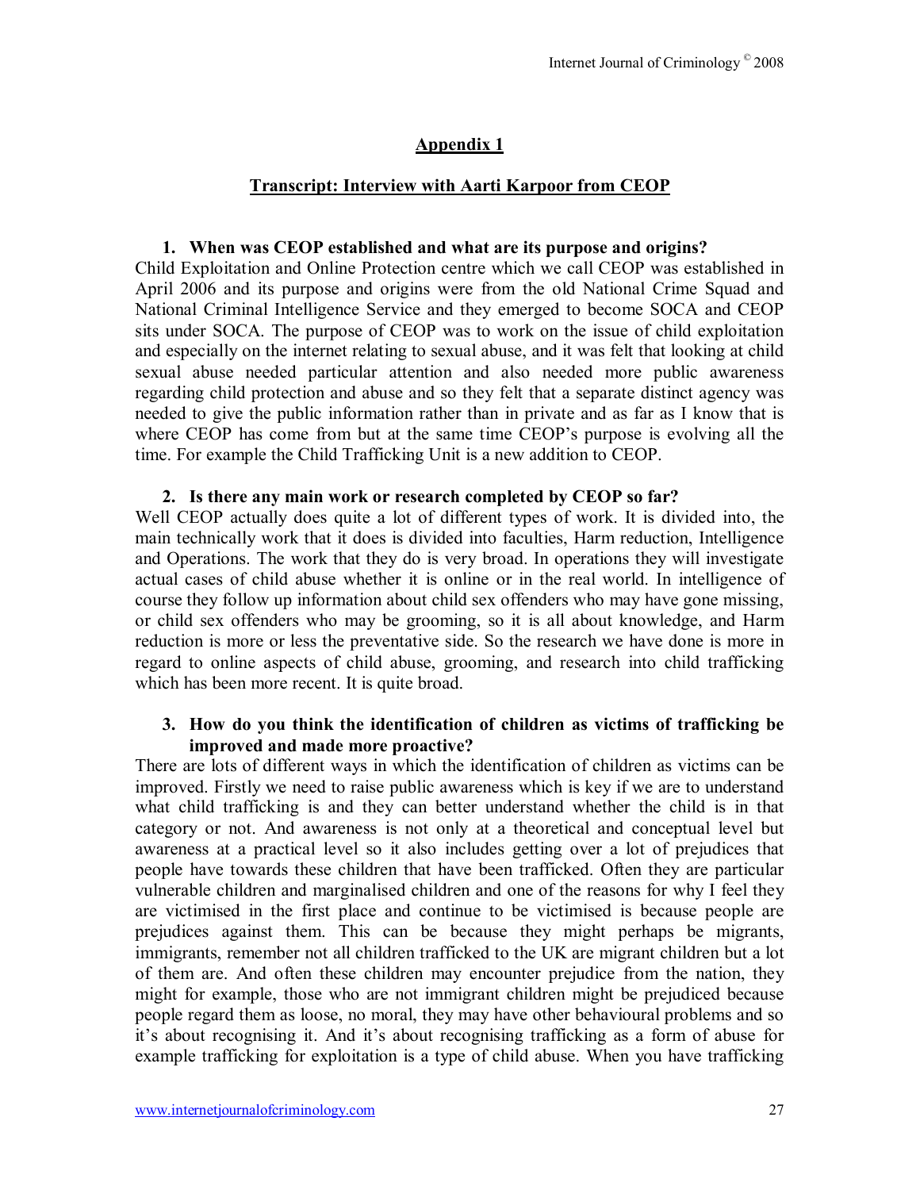## Appendix 1

### Transcript: Interview with Aarti Karpoor from CEOP

1. **When was CEOP established and what are its purpose and origins?**

Child Exploitation and Online Protection centre which we call CEOP was established in April 2006 and its purpose and origins were from the old National Crime Squad and National Criminal Intelligence Service and they emerged to become SOCA and CEOP sits under SOCA. The purpose of CEOP was to work on the issue of child exploitation and especially on the internet relating to sexual abuse, and it was felt that looking at child sexual abuse needed particular attention and also needed more public awareness regarding child protection and abuse and so they felt that a separate distinct agency was needed to give the public information rather than in private and as far as I know that is where CEOP has come from but at the same time CEOP's purpose is evolving all the time. For example the Child Trafficking Unit is a new addition to CEOP.

2. **Is there any main work or research completed by CEOP so far?**

Well CEOP actually does quite a lot of different types of work. It is divided into, the main technically work that it does is divided into faculties, Harm reduction, Intelligence and Operations. The work that they do is very broad. In operations they will investigate actual cases of child abuse whether it is online or in the real world. In intelligence of course they follow up information about child sex offenders who may have gone missing, or child sex offenders who may be grooming, so it is all about knowledge, and Harm reduction is more or less the preventative side. So the research we have done is more in regard to online aspects of child abuse, grooming, and research into child trafficking which has been more recent. It is quite broad.

3. **How do you think the identification of children as victims of trafficking be improved and made more proactive?**

There are lots of different ways in which the identification of children as victims can be improved. Firstly we need to raise public awareness which is key if we are to understand what child trafficking is and they can better understand whether the child is in that category or not. And awareness is not only at a theoretical and conceptual level but awareness at a practical level so it also includes getting over a lot of prejudices that people have towards these children that have been trafficked. Often they are particular vulnerable children and marginalised children and one of the reasons for why I feel they are victimised in the first place and continue to be victimised is because people are prejudices against them. This can be because they might perhaps be migrants, immigrants, remember not all children trafficked to the UK are migrant children but a lot of them are. And often these children may encounter prejudice from the nation, they might for example, those who are not immigrant children might be prejudiced because people regard them as loose, no moral, they may have other behavioural problems and so it's about recognising it. And it's about recognising trafficking as a form of abuse for example trafficking for exploitation is a type of child abuse. When you have trafficking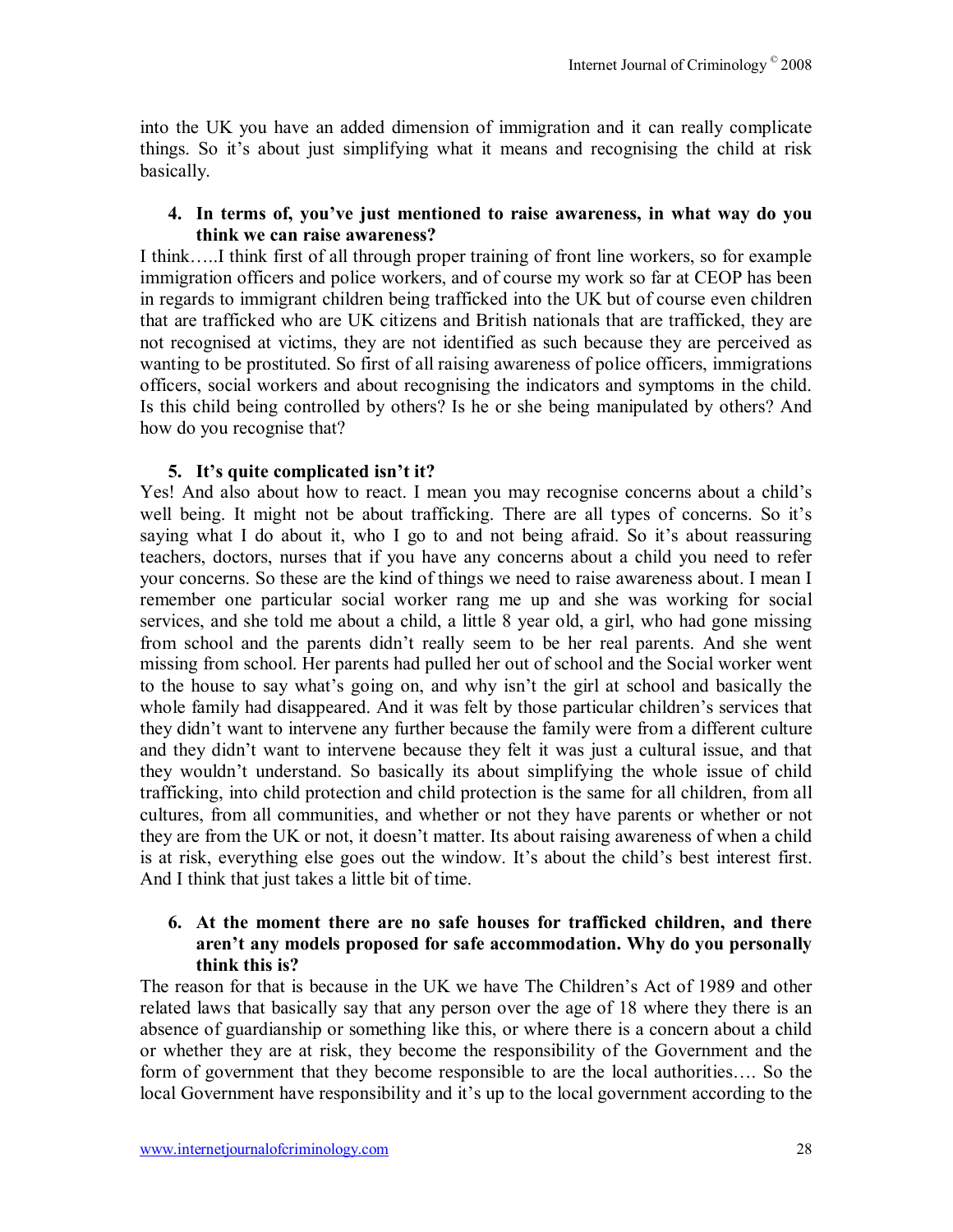into the UK you have an added dimension of immigration and it can really complicate things. So it's about just simplifying what it means and recognising the child at risk basically.

4. **In terms of, you've just mentioned to raise awareness, in what way do you think we can raise awareness?**

I think…..I think first of all through proper training of front line workers, so for example immigration officers and police workers, and of course my work so far at CEOP has been in regards to immigrant children being trafficked into the UK but of course even children that are trafficked who are UK citizens and British nationals that are trafficked, they are not recognised at victims, they are not identified as such because they are perceived as wanting to be prostituted. So first of all raising awareness of police officers, immigrations officers, social workers and about recognising the indicators and symptoms in the child. Is this child being controlled by others? Is he or she being manipulated by others? And how do you recognise that?

5. **It's quite complicated isn't it?**

Yes! And also about how to react. I mean you may recognise concerns about a child's well being. It might not be about trafficking. There are all types of concerns. So it's saying what I do about it, who I go to and not being afraid. So it's about reassuring teachers, doctors, nurses that if you have any concerns about a child you need to refer your concerns. So these are the kind of things we need to raise awareness about. I mean I remember one particular social worker rang me up and she was working for social services, and she told me about a child, a little 8 year old, a girl, who had gone missing from school and the parents didn't really seem to be her real parents. And she went missing from school. Her parents had pulled her out of school and the Social worker went to the house to say what's going on, and why isn't the girl at school and basically the whole family had disappeared. And it was felt by those particular children's services that they didn't want to intervene any further because the family were from a different culture and they didn't want to intervene because they felt it was just a cultural issue, and that they wouldn't understand. So basically its about simplifying the whole issue of child trafficking, into child protection and child protection is the same for all children, from all cultures, from all communities, and whether or not they have parents or whether or not they are from the UK or not, it doesn't matter. Its about raising awareness of when a child is at risk, everything else goes out the window. It's about the child's best interest first. And I think that just takes a little bit of time.

6. **At the moment there are no safe houses for trafficked children, and there aren't any models proposed for safe accommodation. Why do you personally think this is?**

The reason for that is because in the UK we have The Children's Act of 1989 and other related laws that basically say that any person over the age of 18 where they there is an absence of guardianship or something like this, or where there is a concern about a child or whether they are at risk, they become the responsibility of the Government and the form of government that they become responsible to are the local authorities…. So the local Government have responsibility and it's up to the local government according to the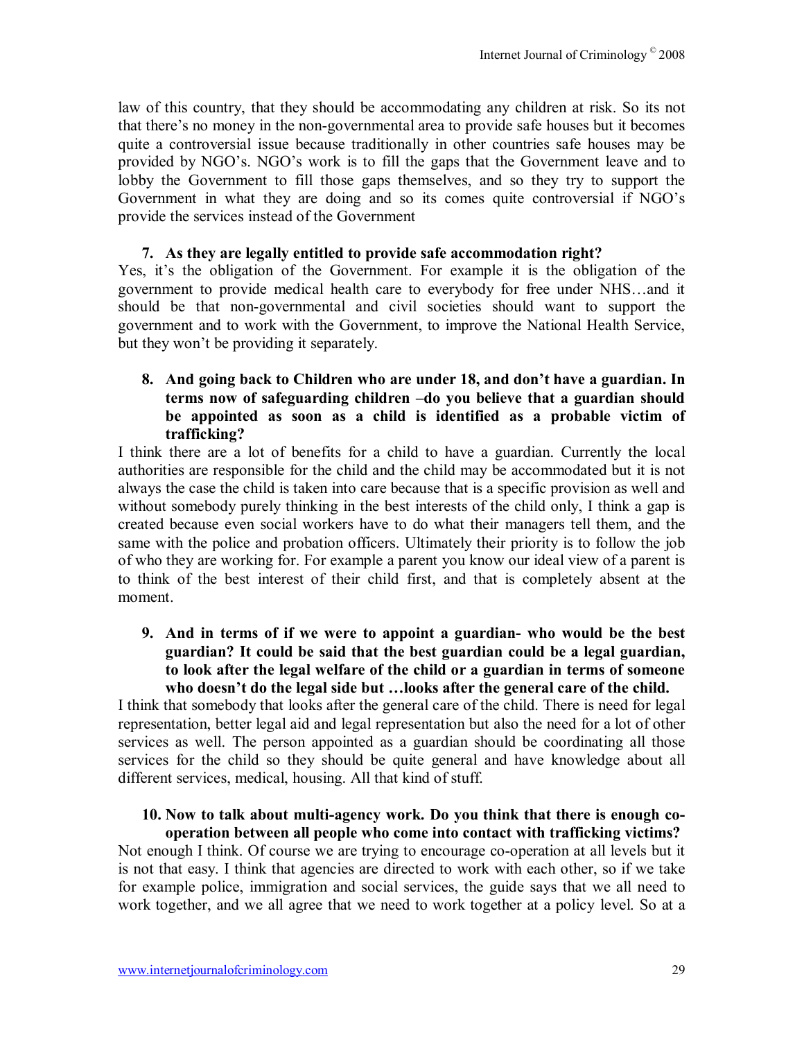law of this country, that they should be accommodating any children at risk. So its not that there's no money in the non-governmental area to provide safe houses but it becomes quite a controversial issue because traditionally in other countries safe houses may be provided by NGO's. NGO's work is to fill the gaps that the Government leave and to lobby the Government to fill those gaps themselves, and so they try to support the Government in what they are doing and so its comes quite controversial if NGO's provide the services instead of the Government

7. **As they are legally entitled to provide safe accommodation right?**

Yes, it's the obligation of the Government. For example it is the obligation of the government to provide medical health care to everybody for free under NHS…and it should be that non-governmental and civil societies should want to support the government and to work with the Government, to improve the National Health Service, but they won't be providing it separately.

8. **And going back to Children who are under 18, and don't have a guardian. In terms now of safeguarding children –do you believe that a guardian should be appointed as soon as a child is identified as a probable victim of trafficking?**

I think there are a lot of benefits for a child to have a guardian. Currently the local authorities are responsible for the child and the child may be accommodated but it is not always the case the child is taken into care because that is a specific provision as well and without somebody purely thinking in the best interests of the child only, I think a gap is created because even social workers have to do what their managers tell them, and the same with the police and probation officers. Ultimately their priority is to follow the job of who they are working for. For example a parent you know our ideal view of a parent is to think of the best interest of their child first, and that is completely absent at the moment.

9. **And in terms of if we were to appoint a guardian- who would be the best guardian? It could be said that the best guardian could be a legal guardian, to look after the legal welfare of the child or a guardian in terms of someone who doesn't do the legal side but …looks after the general care of the child.**

I think that somebody that looks after the general care of the child. There is need for legal representation, better legal aid and legal representation but also the need for a lot of other services as well. The person appointed as a guardian should be coordinating all those services for the child so they should be quite general and have knowledge about all different services, medical, housing. All that kind of stuff.

10. **Now to talk about multi-agency work. Do you think that there is enough co-operation between all people who come into contact with trafficking victims?**

Not enough I think. Of course we are trying to encourage co-operation at all levels but it is not that easy. I think that agencies are directed to work with each other, so if we take for example police, immigration and social services, the guide says that we all need to work together, and we all agree that we need to work together at a policy level. So at a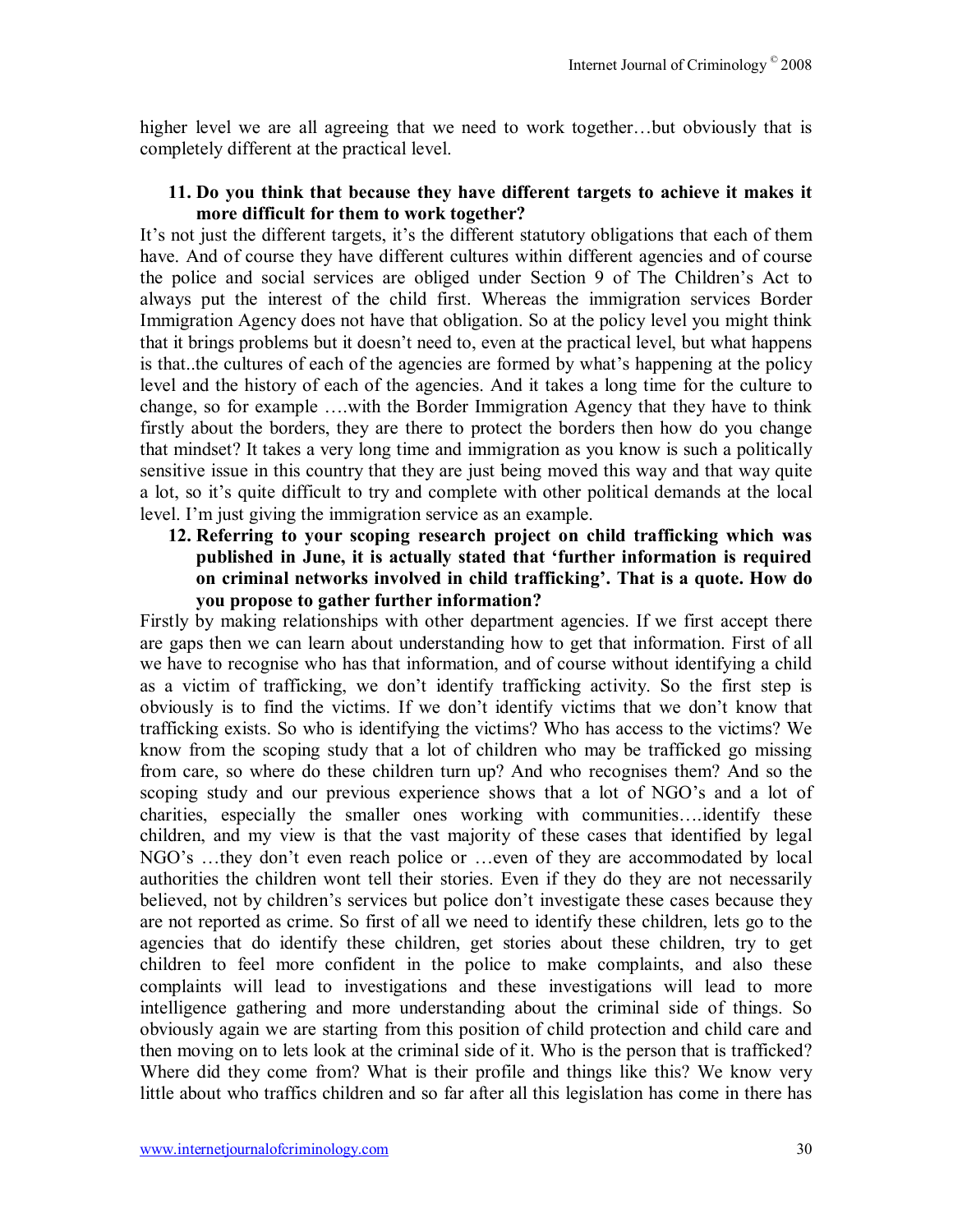higher level we are all agreeing that we need to work together…but obviously that is completely different at the practical level.

11. **Do you think that because they have different targets to achieve it makes it more difficult for them to work together?**

It's not just the different targets, it's the different statutory obligations that each of them have. And of course they have different cultures within different agencies and of course the police and social services are obliged under Section 9 of The Children's Act to always put the interest of the child first. Whereas the immigration services Border Immigration Agency does not have that obligation. So at the policy level you might think that it brings problems but it doesn't need to, even at the practical level, but what happens is that..the cultures of each of the agencies are formed by what's happening at the policy level and the history of each of the agencies. And it takes a long time for the culture to change, so for example ….with the Border Immigration Agency that they have to think firstly about the borders, they are there to protect the borders then how do you change that mindset? It takes a very long time and immigration as you know is such a politically sensitive issue in this country that they are just being moved this way and that way quite a lot, so it's quite difficult to try and complete with other political demands at the local level. I'm just giving the immigration service as an example.

12. **Referring to your scoping research project on child trafficking which was published in June, it is actually stated that 'further information is required on criminal networks involved in child trafficking'. That is a quote. How do you propose to gather further information?**

Firstly by making relationships with other department agencies. If we first accept there are gaps then we can learn about understanding how to get that information. First of all we have to recognise who has that information, and of course without identifying a child as a victim of trafficking, we don't identify trafficking activity. So the first step is obviously is to find the victims. If we don't identify victims that we don't know that trafficking exists. So who is identifying the victims? Who has access to the victims? We know from the scoping study that a lot of children who may be trafficked go missing from care, so where do these children turn up? And who recognises them? And so the scoping study and our previous experience shows that a lot of NGO's and a lot of charities, especially the smaller ones working with communities….identify these children, and my view is that the vast majority of these cases that identified by legal NGO's …they don't even reach police or …even of they are accommodated by local authorities the children wont tell their stories. Even if they do they are not necessarily believed, not by children's services but police don't investigate these cases because they are not reported as crime. So first of all we need to identify these children, lets go to the agencies that do identify these children, get stories about these children, try to get children to feel more confident in the police to make complaints, and also these complaints will lead to investigations and these investigations will lead to more intelligence gathering and more understanding about the criminal side of things. So obviously again we are starting from this position of child protection and child care and then moving on to lets look at the criminal side of it. Who is the person that is trafficked? Where did they come from? What is their profile and things like this? We know very little about who traffics children and so far after all this legislation has come in there has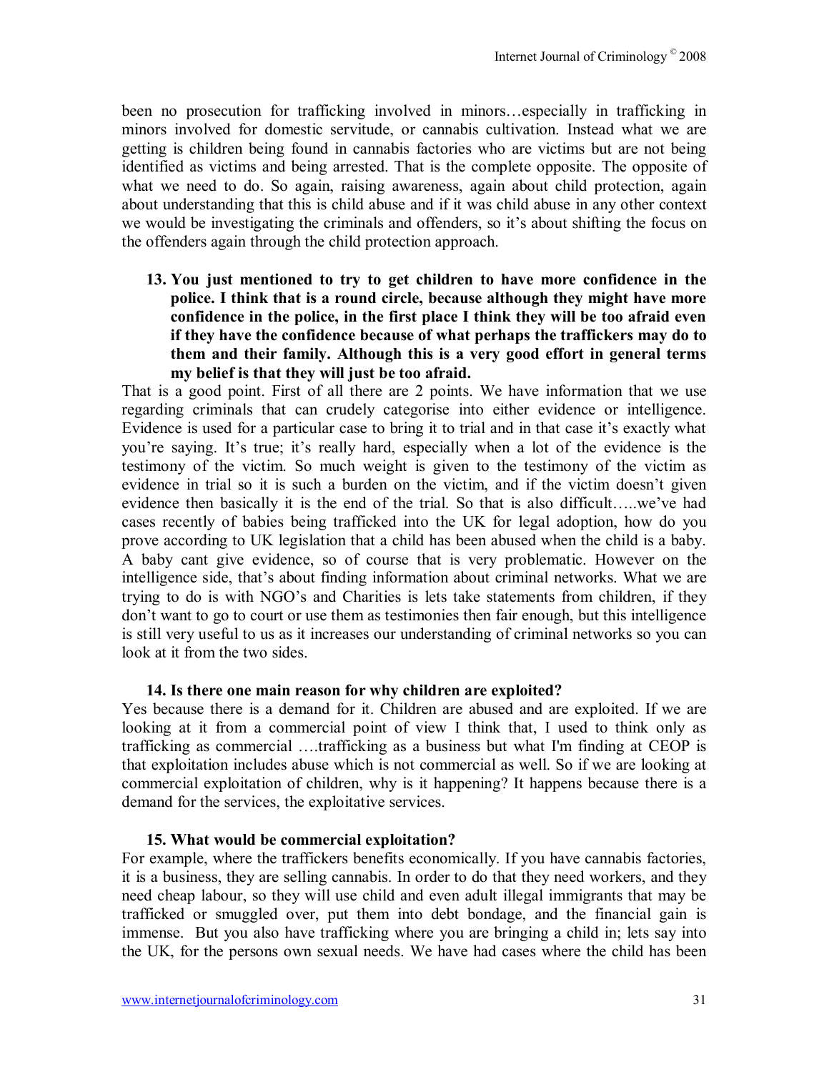been no prosecution for trafficking involved in minors…especially in trafficking in minors involved for domestic servitude, or cannabis cultivation. Instead what we are getting is children being found in cannabis factories who are victims but are not being identified as victims and being arrested. That is the complete opposite. The opposite of what we need to do. So again, raising awareness, again about child protection, again about understanding that this is child abuse and if it was child abuse in any other context we would be investigating the criminals and offenders, so it's about shifting the focus on the offenders again through the child protection approach.

**13. You just mentioned to try to get children to have more confidence in the police. I think that is a round circle, because although they might have more confidence in the police, in the first place I think they will be too afraid even if they have the confidence because of what perhaps the traffickers may do to them and their family. Although this is a very good effort in general terms my belief is that they will just be too afraid.**

That is a good point. First of all there are 2 points. We have information that we use regarding criminals that can crudely categorise into either evidence or intelligence. Evidence is used for a particular case to bring it to trial and in that case it's exactly what you're saying. It's true; it's really hard, especially when a lot of the evidence is the testimony of the victim. So much weight is given to the testimony of the victim as evidence in trial so it is such a burden on the victim, and if the victim doesn't given evidence then basically it is the end of the trial. So that is also difficult…..we've had cases recently of babies being trafficked into the UK for legal adoption, how do you prove according to UK legislation that a child has been abused when the child is a baby. A baby cant give evidence, so of course that is very problematic. However on the intelligence side, that's about finding information about criminal networks. What we are trying to do is with NGO's and Charities is lets take statements from children, if they don't want to go to court or use them as testimonies then fair enough, but this intelligence is still very useful to us as it increases our understanding of criminal networks so you can look at it from the two sides.

**14. Is there one main reason for why children are exploited?**

Yes because there is a demand for it. Children are abused and are exploited. If we are looking at it from a commercial point of view I think that, I used to think only as trafficking as commercial ….trafficking as a business but what I'm finding at CEOP is that exploitation includes abuse which is not commercial as well. So if we are looking at commercial exploitation of children, why is it happening? It happens because there is a demand for the services, the exploitative services.

**15. What would be commercial exploitation?**

For example, where the traffickers benefits economically. If you have cannabis factories, it is a business, they are selling cannabis. In order to do that they need workers, and they need cheap labour, so they will use child and even adult illegal immigrants that may be trafficked or smuggled over, put them into debt bondage, and the financial gain is immense. But you also have trafficking where you are bringing a child in; lets say into the UK, for the persons own sexual needs. We have had cases where the child has been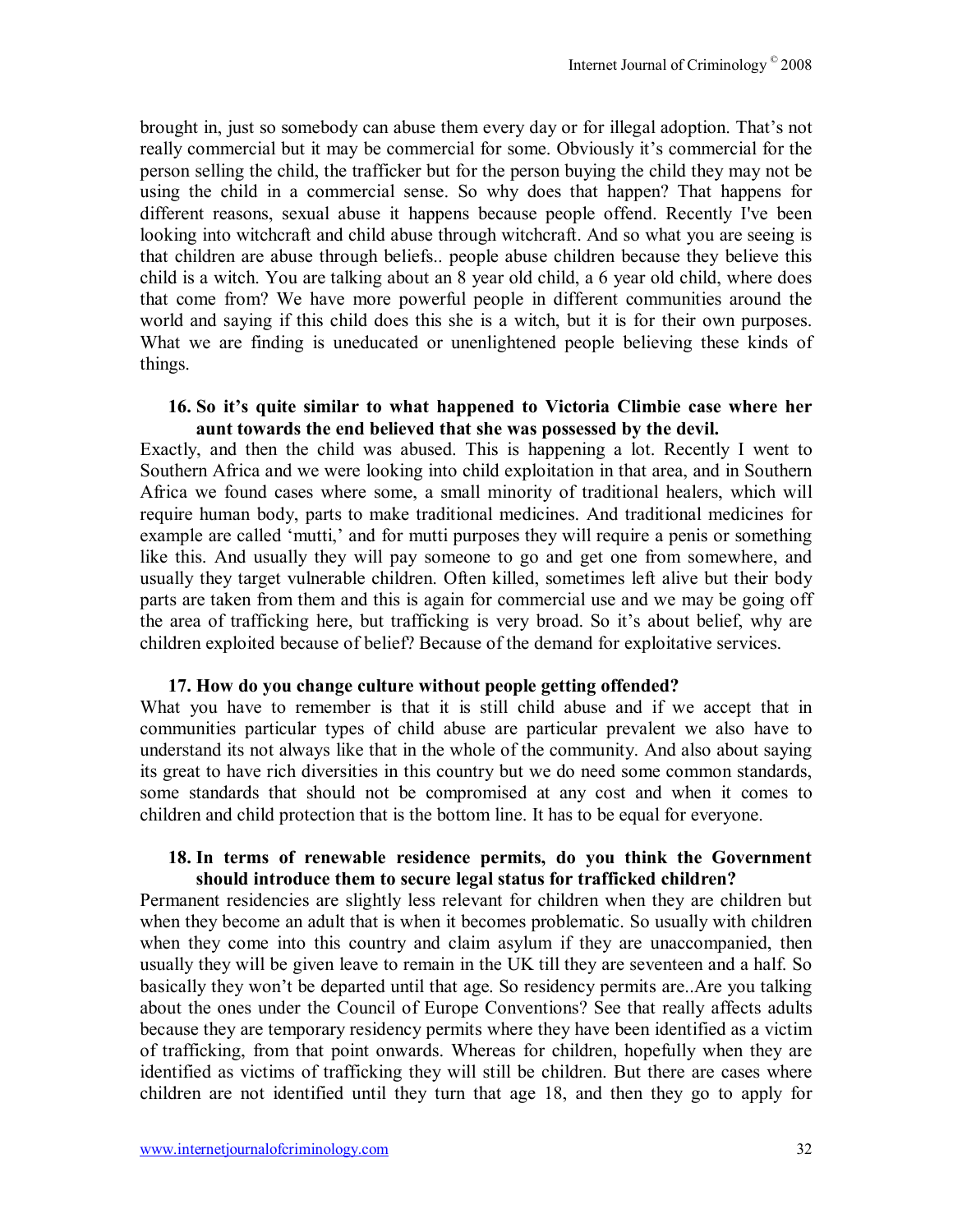brought in, just so somebody can abuse them every day or for illegal adoption. That's not really commercial but it may be commercial for some. Obviously it's commercial for the person selling the child, the trafficker but for the person buying the child they may not be using the child in a commercial sense. So why does that happen? That happens for different reasons, sexual abuse it happens because people offend. Recently I've been looking into witchcraft and child abuse through witchcraft. And so what you are seeing is that children are abuse through beliefs.. people abuse children because they believe this child is a witch. You are talking about an 8 year old child, a 6 year old child, where does that come from? We have more powerful people in different communities around the world and saying if this child does this she is a witch, but it is for their own purposes. What we are finding is uneducated or unenlightened people believing these kinds of things.

**16. So it's quite similar to what happened to Victoria Climbie case where her aunt towards the end believed that she was possessed by the devil.**

Exactly, and then the child was abused. This is happening a lot. Recently I went to Southern Africa and we were looking into child exploitation in that area, and in Southern Africa we found cases where some, a small minority of traditional healers, which will require human body, parts to make traditional medicines. And traditional medicines for example are called 'mutti,' and for mutti purposes they will require a penis or something like this. And usually they will pay someone to go and get one from somewhere, and usually they target vulnerable children. Often killed, sometimes left alive but their body parts are taken from them and this is again for commercial use and we may be going off the area of trafficking here, but trafficking is very broad. So it's about belief, why are children exploited because of belief? Because of the demand for exploitative services.

**17. How do you change culture without people getting offended?**

What you have to remember is that it is still child abuse and if we accept that in communities particular types of child abuse are particular prevalent we also have to understand its not always like that in the whole of the community. And also about saying its great to have rich diversities in this country but we do need some common standards, some standards that should not be compromised at any cost and when it comes to children and child protection that is the bottom line. It has to be equal for everyone.

**18. In terms of renewable residence permits, do you think the Government should introduce them to secure legal status for trafficked children?**

Permanent residencies are slightly less relevant for children when they are children but when they become an adult that is when it becomes problematic. So usually with children when they come into this country and claim asylum if they are unaccompanied, then usually they will be given leave to remain in the UK till they are seventeen and a half. So basically they won't be departed until that age. So residency permits are..Are you talking about the ones under the Council of Europe Conventions? See that really affects adults because they are temporary residency permits where they have been identified as a victim of trafficking, from that point onwards. Whereas for children, hopefully when they are identified as victims of trafficking they will still be children. But there are cases where children are not identified until they turn that age 18, and then they go to apply for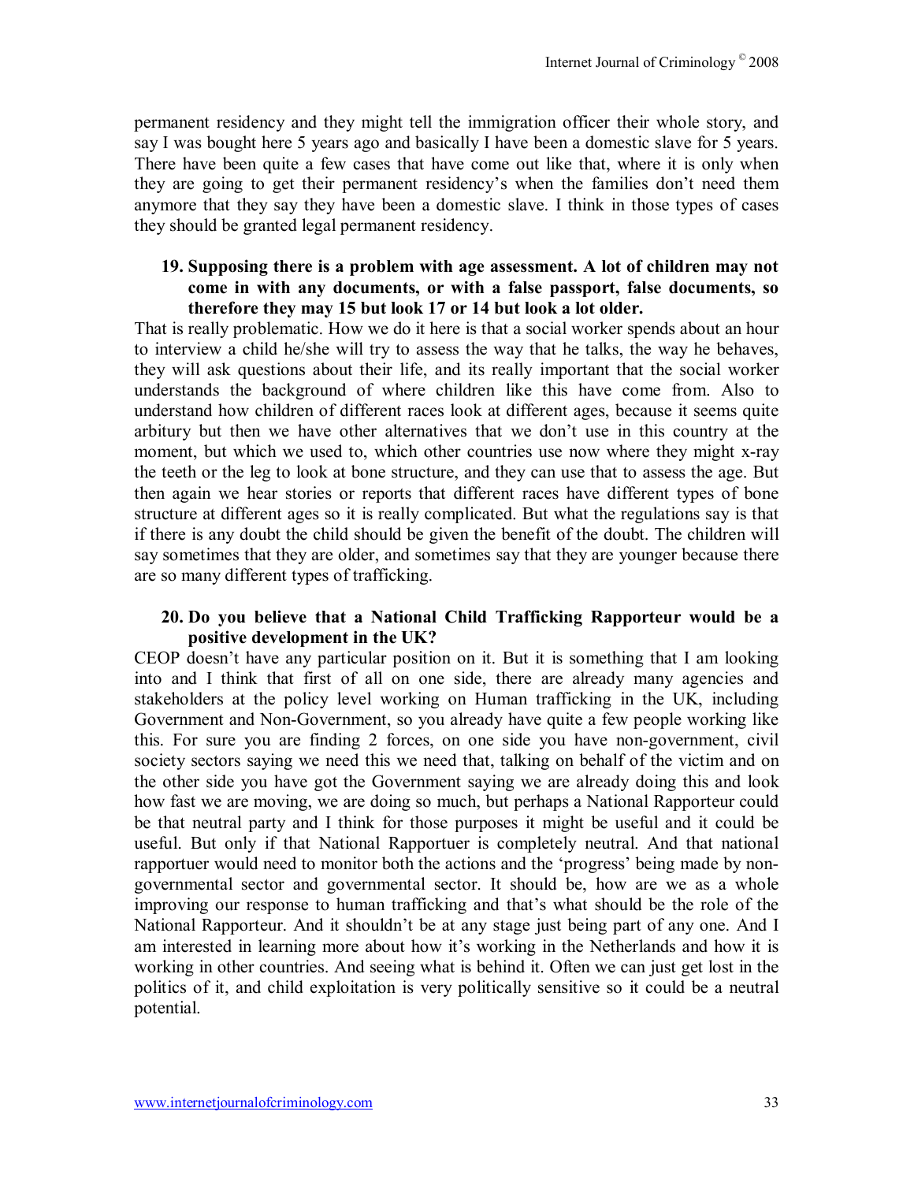permanent residency and they might tell the immigration officer their whole story, and say I was bought here 5 years ago and basically I have been a domestic slave for 5 years. There have been quite a few cases that have come out like that, where it is only when they are going to get their permanent residency's when the families don't need them anymore that they say they have been a domestic slave. I think in those types of cases they should be granted legal permanent residency.

19. **Supposing there is a problem with age assessment. A lot of children may not come in with any documents, or with a false passport, false documents, so therefore they may 15 but look 17 or 14 but look a lot older.**

That is really problematic. How we do it here is that a social worker spends about an hour to interview a child he/she will try to assess the way that he talks, the way he behaves, they will ask questions about their life, and its really important that the social worker understands the background of where children like this have come from. Also to understand how children of different races look at different ages, because it seems quite arbitury but then we have other alternatives that we don't use in this country at the moment, but which we used to, which other countries use now where they might x-ray the teeth or the leg to look at bone structure, and they can use that to assess the age. But then again we hear stories or reports that different races have different types of bone structure at different ages so it is really complicated. But what the regulations say is that if there is any doubt the child should be given the benefit of the doubt. The children will say sometimes that they are older, and sometimes say that they are younger because there are so many different types of trafficking.

20. **Do you believe that a National Child Trafficking Rapporteur would be a positive development in the UK?**

CEOP doesn't have any particular position on it. But it is something that I am looking into and I think that first of all on one side, there are already many agencies and stakeholders at the policy level working on Human trafficking in the UK, including Government and Non-Government, so you already have quite a few people working like this. For sure you are finding 2 forces, on one side you have non-government, civil society sectors saying we need this we need that, talking on behalf of the victim and on the other side you have got the Government saying we are already doing this and look how fast we are moving, we are doing so much, but perhaps a National Rapporteur could be that neutral party and I think for those purposes it might be useful and it could be useful. But only if that National Rapporteur is completely neutral. And that national rapportuer would need to monitor both the actions and the 'progress' being made by non-governmental sector and governmental sector. It should be, how are we as a whole improving our response to human trafficking and that's what should be the role of the National Rapporteur. And it shouldn't be at any stage just being part of any one. And I am interested in learning more about how it's working in the Netherlands and how it is working in other countries. And seeing what is behind it. Often we can just get lost in the politics of it, and child exploitation is very politically sensitive so it could be a neutral potential.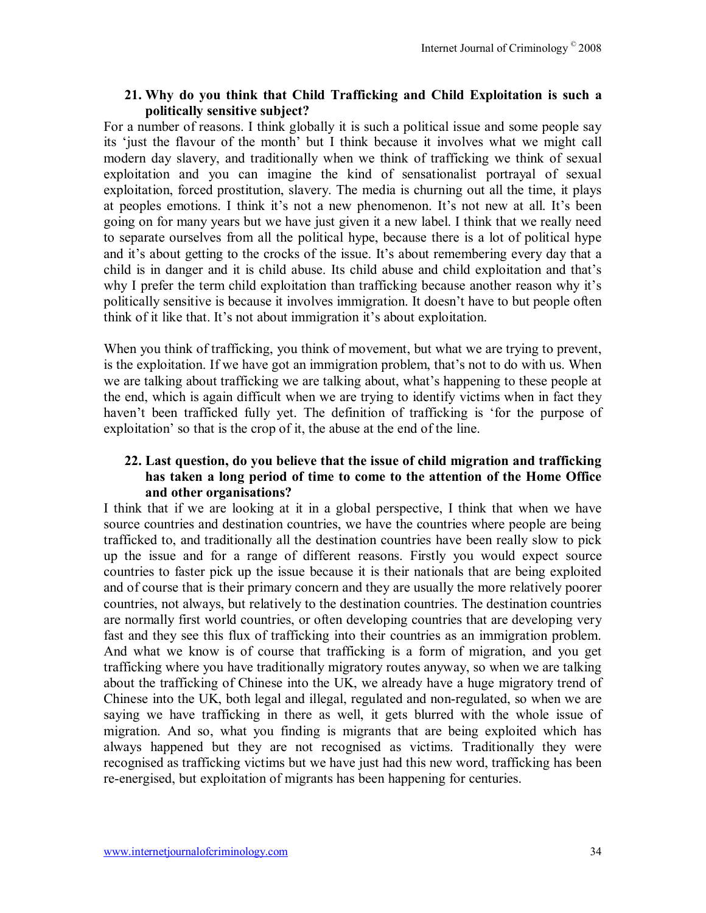**21. Why do you think that Child Trafficking and Child Exploitation is such a politically sensitive subject?**

For a number of reasons. I think globally it is such a political issue and some people say its 'just the flavour of the month' but I think because it involves what we might call modern day slavery, and traditionally when we think of trafficking we think of sexual exploitation and you can imagine the kind of sensationalist portrayal of sexual exploitation, forced prostitution, slavery. The media is churning out all the time, it plays at peoples emotions. I think it's not a new phenomenon. It's not new at all. It's been going on for many years but we have just given it a new label. I think that we really need to separate ourselves from all the political hype, because there is a lot of political hype and it's about getting to the crocks of the issue. It's about remembering every day that a child is in danger and it is child abuse. Its child abuse and child exploitation and that's why I prefer the term child exploitation than trafficking because another reason why it's politically sensitive is because it involves immigration. It doesn't have to but people often think of it like that. It's not about immigration it's about exploitation.

When you think of trafficking, you think of movement, but what we are trying to prevent, is the exploitation. If we have got an immigration problem, that's not to do with us. When we are talking about trafficking we are talking about, what's happening to these people at the end, which is again difficult when we are trying to identify victims when in fact they haven't been trafficked fully yet. The definition of trafficking is 'for the purpose of exploitation' so that is the crop of it, the abuse at the end of the line.

**22. Last question, do you believe that the issue of child migration and trafficking has taken a long period of time to come to the attention of the Home Office and other organisations?**

I think that if we are looking at it in a global perspective, I think that when we have source countries and destination countries, we have the countries where people are being trafficked to, and traditionally all the destination countries have been really slow to pick up the issue and for a range of different reasons. Firstly you would expect source countries to faster pick up the issue because it is their nationals that are being exploited and of course that is their primary concern and they are usually the more relatively poorer countries, not always, but relatively to the destination countries. The destination countries are normally first world countries, or often developing countries that are developing very fast and they see this flux of trafficking into their countries as an immigration problem. And what we know is of course that trafficking is a form of migration, and you get trafficking where you have traditionally migratory routes anyway, so when we are talking about the trafficking of Chinese into the UK, we already have a huge migratory trend of Chinese into the UK, both legal and illegal, regulated and non-regulated, so when we are saying we have trafficking in there as well, it gets blurred with the whole issue of migration. And so, what you finding is migrants that are being exploited which has always happened but they are not recognised as victims. Traditionally they were recognised as trafficking victims but we have just had this new word, trafficking has been re-energised, but exploitation of migrants has been happening for centuries.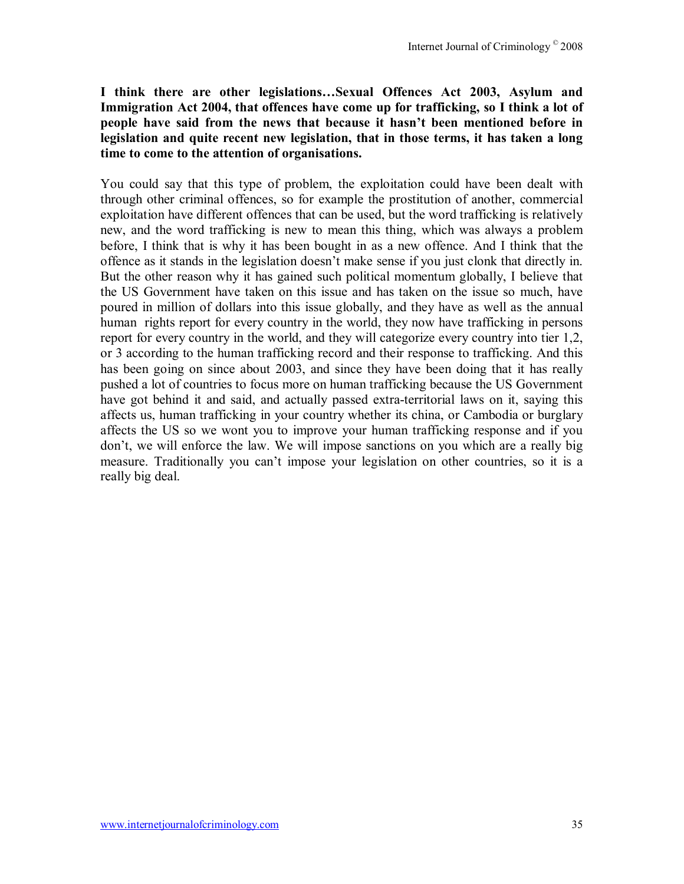**I think there are other legislations…Sexual Offences Act 2003, Asylum and Immigration Act 2004, that offences have come up for trafficking, so I think a lot of people have said from the news that because it hasn't been mentioned before in legislation and quite recent new legislation, that in those terms, it has taken a long time to come to the attention of organisations.**

You could say that this type of problem, the exploitation could have been dealt with through other criminal offences, so for example the prostitution of another, commercial exploitation have different offences that can be used, but the word trafficking is relatively new, and the word trafficking is new to mean this thing, which was always a problem before, I think that is why it has been bought in as a new offence. And I think that the offence as it stands in the legislation doesn't make sense if you just clonk that directly in. But the other reason why it has gained such political momentum globally, I believe that the US Government have taken on this issue and has taken on the issue so much, have poured in million of dollars into this issue globally, and they have as well as the annual human rights report for every country in the world, they now have trafficking in persons report for every country in the world, and they will categorize every country into tier 1,2, or 3 according to the human trafficking record and their response to trafficking. And this has been going on since about 2003, and since they have been doing that it has really pushed a lot of countries to focus more on human trafficking because the US Government have got behind it and said, and actually passed extra-territorial laws on it, saying this affects us, human trafficking in your country whether its china, or Cambodia or burglary affects the US so we wont you to improve your human trafficking response and if you don't, we will enforce the law. We will impose sanctions on you which are a really big measure. Traditionally you can't impose your legislation on other countries, so it is a really big deal.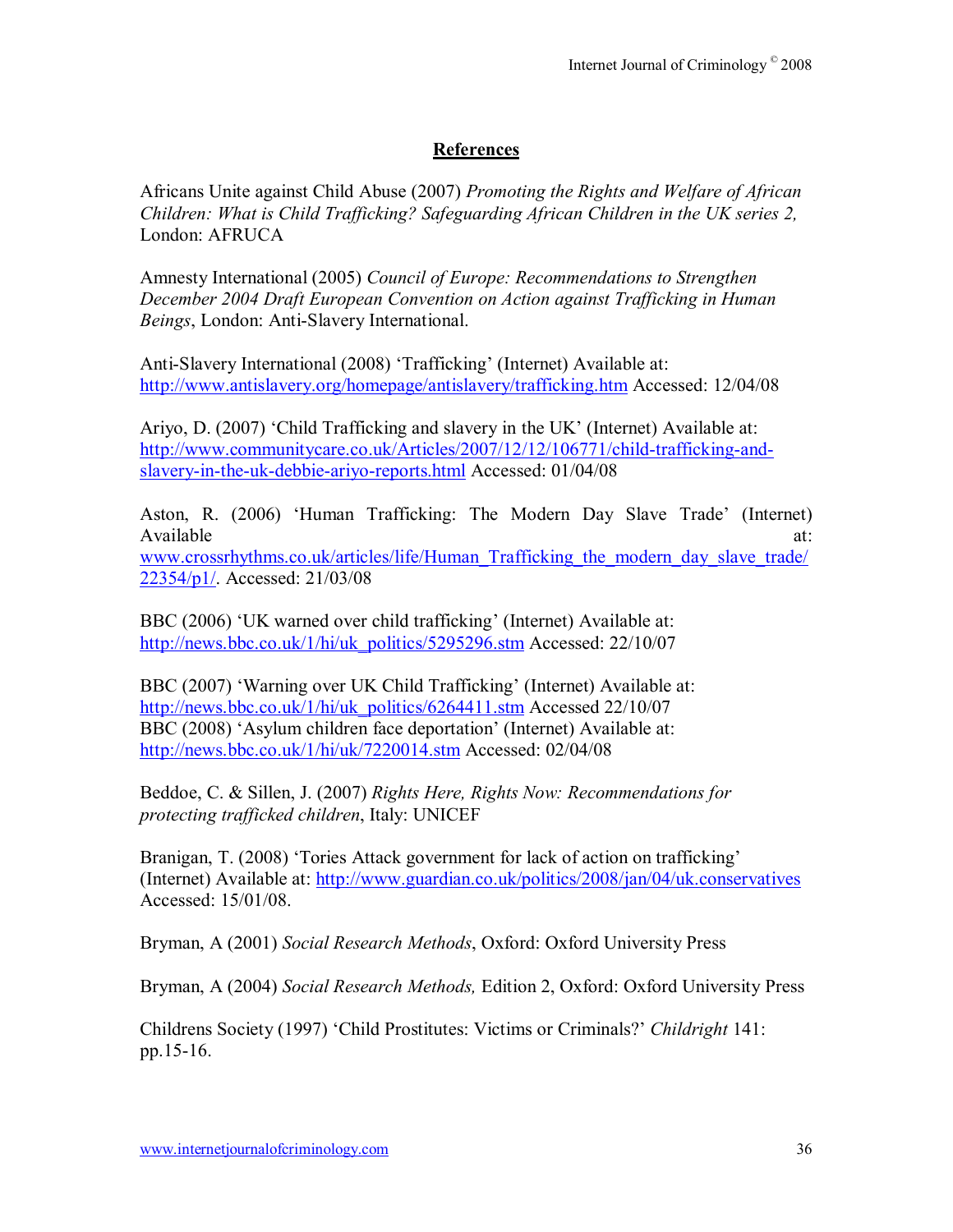## References

Africans Unite against Child Abuse (2007) *Promoting the Rights and Welfare of African Children: What is Child Trafficking? Safeguarding African Children in the UK series 2,* London: AFRUCA

Amnesty International (2005) *Council of Europe: Recommendations to Strengthen December 2004 Draft European Convention on Action against Trafficking in Human Beings*, London: Anti-Slavery International.

Anti-Slavery International (2008) 'Trafficking' (Internet) Available at: http://www.antislavery.org/homepage/antislavery/trafficking.htm Accessed: 12/04/08

Ariyo, D. (2007) 'Child Trafficking and slavery in the UK' (Internet) Available at: http://www.communitycare.co.uk/Articles/2007/12/12/106771/child-trafficking-and-slavery-in-the-uk-debbie-ariyo-reports.html Accessed: 01/04/08

Aston, R. (2006) 'Human Trafficking: The Modern Day Slave Trade' (Internet) Available at: www.crossrhythms.co.uk/articles/life/Human_Trafficking_the_modern_day_slave_trade/22354/p1/. Accessed: 21/03/08

BBC (2006) 'UK warned over child trafficking' (Internet) Available at: http://news.bbc.co.uk/1/hi/uk_politics/5295296.stm Accessed: 22/10/07

BBC (2007) 'Warning over UK Child Trafficking' (Internet) Available at: http://news.bbc.co.uk/1/hi/uk_politics/6264411.stm Accessed 22/10/07

BBC (2008) 'Asylum children face deportation' (Internet) Available at: http://news.bbc.co.uk/1/hi/uk/7220014.stm Accessed: 02/04/08

Beddoe, C. & Sillen, J. (2007) *Rights Here, Rights Now: Recommendations for protecting trafficked children*, Italy: UNICEF

Branigan, T. (2008) 'Tories Attack government for lack of action on trafficking' (Internet) Available at: http://www.guardian.co.uk/politics/2008/jan/04/uk.conservatives Accessed: 15/01/08.

Bryman, A (2001) *Social Research Methods*, Oxford: Oxford University Press

Bryman, A (2004) *Social Research Methods,* Edition 2, Oxford: Oxford University Press

Childrens Society (1997) 'Child Prostitutes: Victims or Criminals?' *Childright* 141: pp.15-16.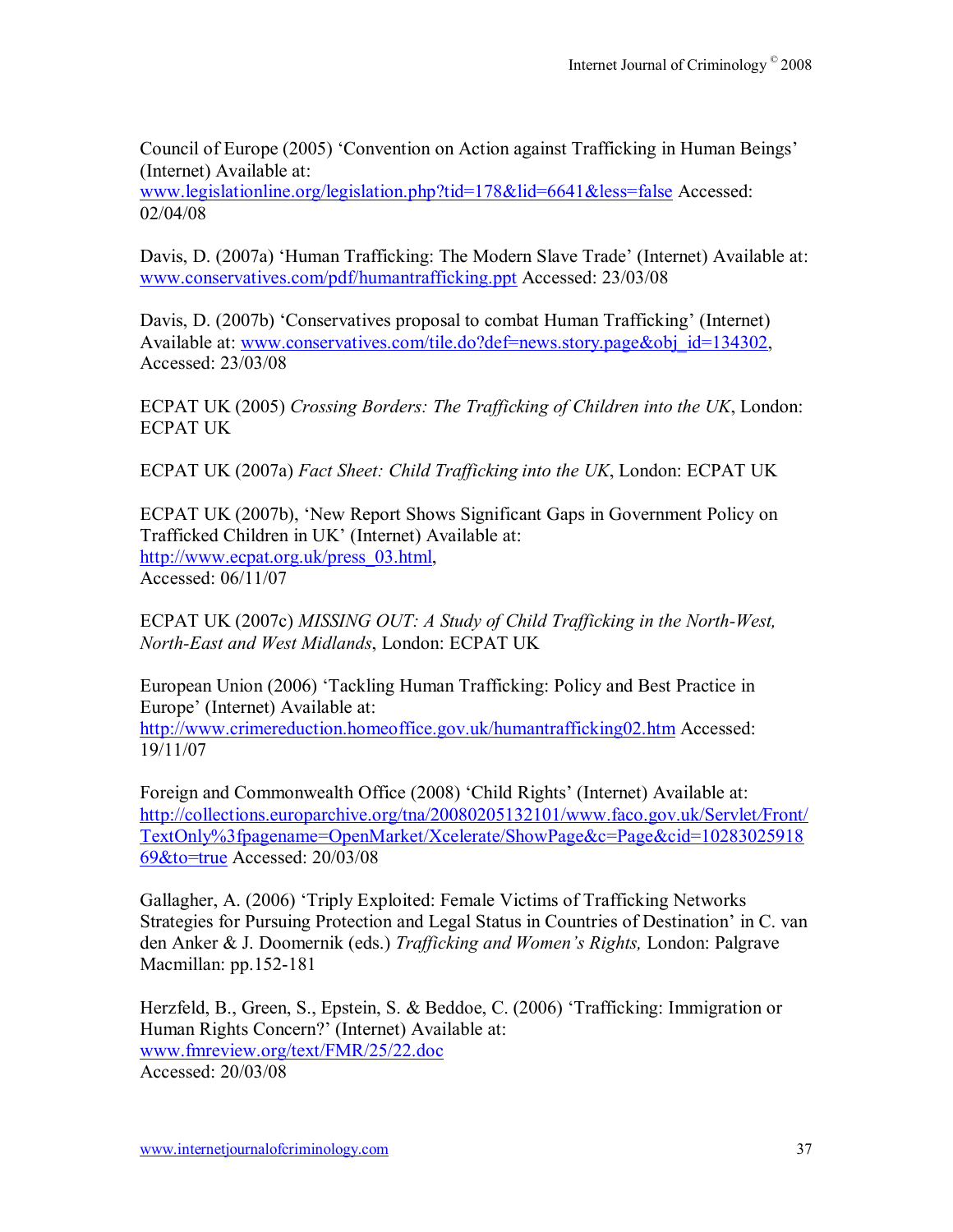Council of Europe (2005) 'Convention on Action against Trafficking in Human Beings' (Internet) Available at: www.legislationline.org/legislation.php?tid=178&lid=6641&less=false Accessed: 02/04/08

Davis, D. (2007a) 'Human Trafficking: The Modern Slave Trade' (Internet) Available at: www.conservatives.com/pdf/humantrafficking.ppt Accessed: 23/03/08

Davis, D. (2007b) 'Conservatives proposal to combat Human Trafficking' (Internet) Available at: www.conservatives.com/tile.do?def=news.story.page&obj_id=134302, Accessed: 23/03/08

ECPAT UK (2005) *Crossing Borders: The Trafficking of Children into the UK*, London: ECPAT UK

ECPAT UK (2007a) *Fact Sheet: Child Trafficking into the UK*, London: ECPAT UK

ECPAT UK (2007b), 'New Report Shows Significant Gaps in Government Policy on Trafficked Children in UK' (Internet) Available at: http://www.ecpat.org.uk/press_03.html, Accessed: 06/11/07

ECPAT UK (2007c) *MISSING OUT: A Study of Child Trafficking in the North-West, North-East and West Midlands*, London: ECPAT UK

European Union (2006) 'Tackling Human Trafficking: Policy and Best Practice in Europe' (Internet) Available at: http://www.crimereduction.homeoffice.gov.uk/humantrafficking02.htm Accessed: 19/11/07

Foreign and Commonwealth Office (2008) 'Child Rights' (Internet) Available at: http://collections.europarchive.org/tna/20080205132101/www.faco.gov.uk/Servlet/Front/TextOnly%3fpagename=OpenMarket/Xcelerate/ShowPage&c=Page&cid=1028302591869&to=true Accessed: 20/03/08

Gallagher, A. (2006) 'Triply Exploited: Female Victims of Trafficking Networks Strategies for Pursuing Protection and Legal Status in Countries of Destination' in C. van den Anker & J. Doomernik (eds.) *Trafficking and Women's Rights,* London: Palgrave Macmillan: pp.152-181

Herzfeld, B., Green, S., Epstein, S. & Beddoe, C. (2006) 'Trafficking: Immigration or Human Rights Concern?' (Internet) Available at: www.fmreview.org/text/FMR/25/22.doc Accessed: 20/03/08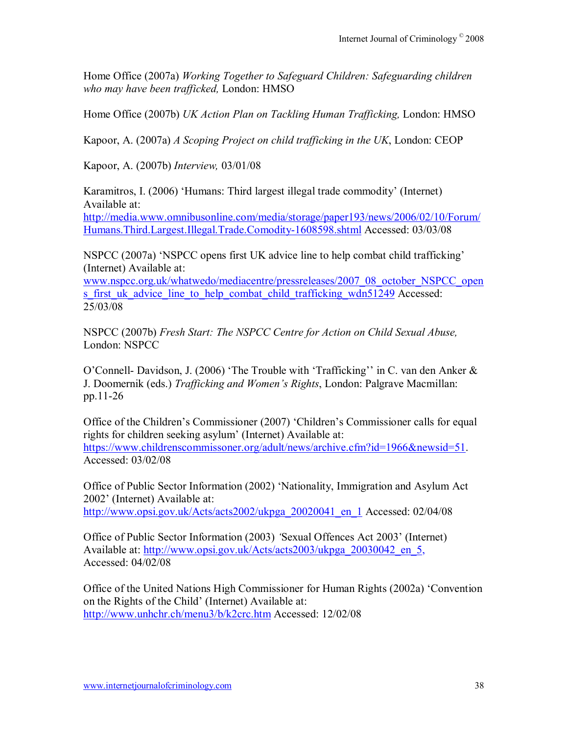Home Office (2007a) *Working Together to Safeguard Children: Safeguarding children who may have been trafficked,* London: HMSO

Home Office (2007b) *UK Action Plan on Tackling Human Trafficking,* London: HMSO

Kapoor, A. (2007a) *A Scoping Project on child trafficking in the UK*, London: CEOP

Kapoor, A. (2007b) *Interview,* 03/01/08

Karamitros, I. (2006) 'Humans: Third largest illegal trade commodity' (Internet) Available at: http://media.www.omnibusonline.com/media/storage/paper193/news/2006/02/10/Forum/Humans.Third.Largest.Illegal.Trade.Comodity-1608598.shtml Accessed: 03/03/08

NSPCC (2007a) 'NSPCC opens first UK advice line to help combat child trafficking' (Internet) Available at: www.nspcc.org.uk/whatwedo/mediacentre/pressreleases/2007_08_october_NSPCC_opens_first_uk_advice_line_to_help_combat_child_trafficking_wdn51249 Accessed: 25/03/08

NSPCC (2007b) *Fresh Start: The NSPCC Centre for Action on Child Sexual Abuse,* London: NSPCC

O'Connell- Davidson, J. (2006) 'The Trouble with 'Trafficking'' in C. van den Anker & J. Doomernik (eds.) *Trafficking and Women's Rights*, London: Palgrave Macmillan: pp.11-26

Office of the Children's Commissioner (2007) 'Children's Commissioner calls for equal rights for children seeking asylum' (Internet) Available at: https://www.childrenscommissoner.org/adult/news/archive.cfm?id=1966&newsid=51. Accessed: 03/02/08

Office of Public Sector Information (2002) 'Nationality, Immigration and Asylum Act 2002' (Internet) Available at: http://www.opsi.gov.uk/Acts/acts2002/ukpga_20020041_en_1 Accessed: 02/04/08

Office of Public Sector Information (2003) 'Sexual Offences Act 2003' (Internet) Available at: http://www.opsi.gov.uk/Acts/acts2003/ukpga_20030042_en_5, Accessed: 04/02/08

Office of the United Nations High Commissioner for Human Rights (2002a) 'Convention on the Rights of the Child' (Internet) Available at: http://www.unhchr.ch/menu3/b/k2crc.htm Accessed: 12/02/08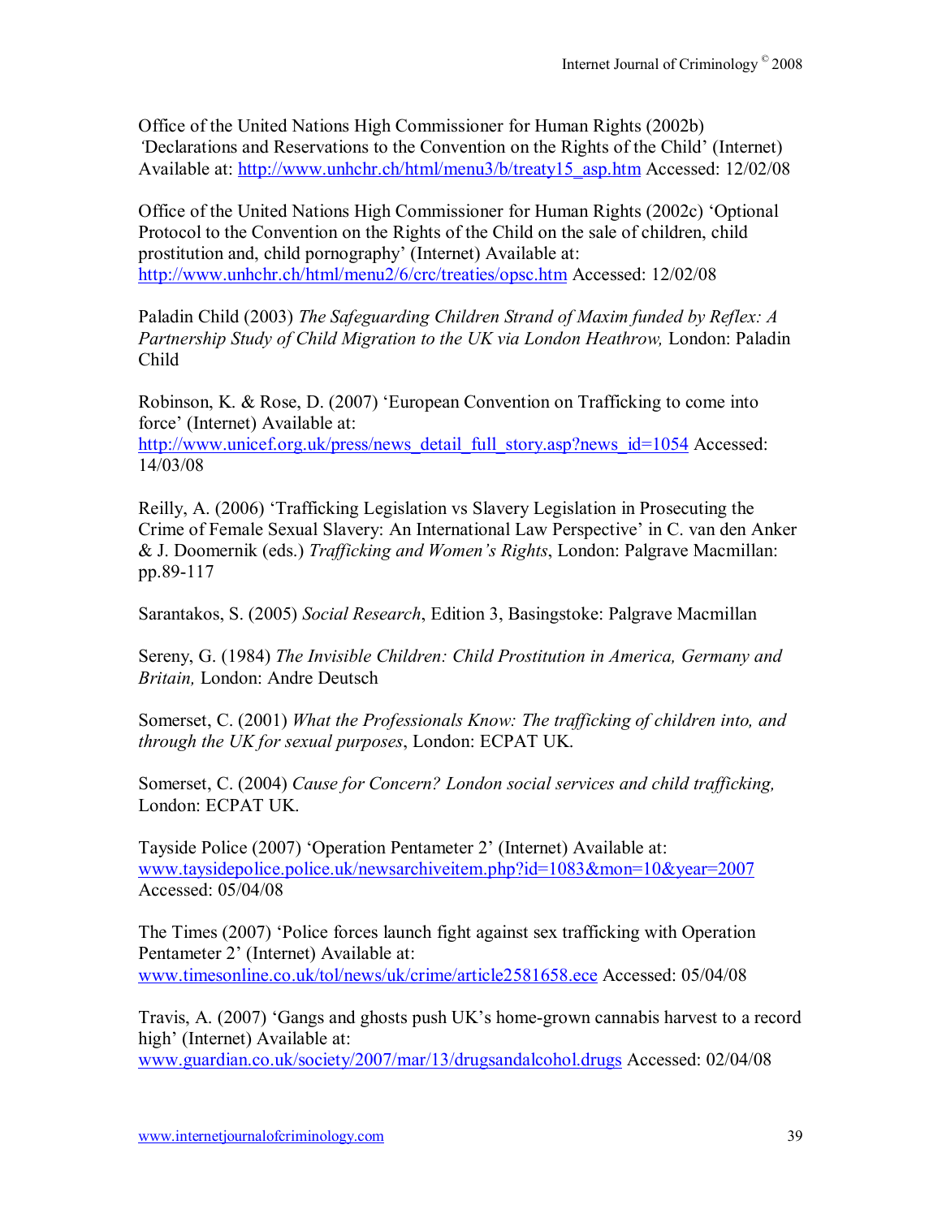Office of the United Nations High Commissioner for Human Rights (2002b) 'Declarations and Reservations to the Convention on the Rights of the Child' (Internet) Available at: http://www.unhchr.ch/html/menu3/b/treaty15_asp.htm Accessed: 12/02/08

Office of the United Nations High Commissioner for Human Rights (2002c) 'Optional Protocol to the Convention on the Rights of the Child on the sale of children, child prostitution and, child pornography' (Internet) Available at: http://www.unhchr.ch/html/menu2/6/crc/treaties/opsc.htm Accessed: 12/02/08

Paladin Child (2003) *The Safeguarding Children Strand of Maxim funded by Reflex: A Partnership Study of Child Migration to the UK via London Heathrow,* London: Paladin Child

Robinson, K. & Rose, D. (2007) 'European Convention on Trafficking to come into force' (Internet) Available at: http://www.unicef.org.uk/press/news_detail_full_story.asp?news_id=1054 Accessed: 14/03/08

Reilly, A. (2006) 'Trafficking Legislation vs Slavery Legislation in Prosecuting the Crime of Female Sexual Slavery: An International Law Perspective' in C. van den Anker & J. Doomernik (eds.) *Trafficking and Women's Rights*, London: Palgrave Macmillan: pp.89-117

Sarantakos, S. (2005) *Social Research*, Edition 3, Basingstoke: Palgrave Macmillan

Sereny, G. (1984) *The Invisible Children: Child Prostitution in America, Germany and Britain,* London: Andre Deutsch

Somerset, C. (2001) *What the Professionals Know: The trafficking of children into, and through the UK for sexual purposes*, London: ECPAT UK.

Somerset, C. (2004) *Cause for Concern? London social services and child trafficking,* London: ECPAT UK.

Tayside Police (2007) 'Operation Pentameter 2' (Internet) Available at: www.taysidepolice.police.uk/newsarchiveitem.php?id=1083&mon=10&year=2007 Accessed: 05/04/08

The Times (2007) 'Police forces launch fight against sex trafficking with Operation Pentameter 2' (Internet) Available at: www.timesonline.co.uk/tol/news/uk/crime/article2581658.ece Accessed: 05/04/08

Travis, A. (2007) 'Gangs and ghosts push UK's home-grown cannabis harvest to a record high' (Internet) Available at: www.guardian.co.uk/society/2007/mar/13/drugsandalcohol.drugs Accessed: 02/04/08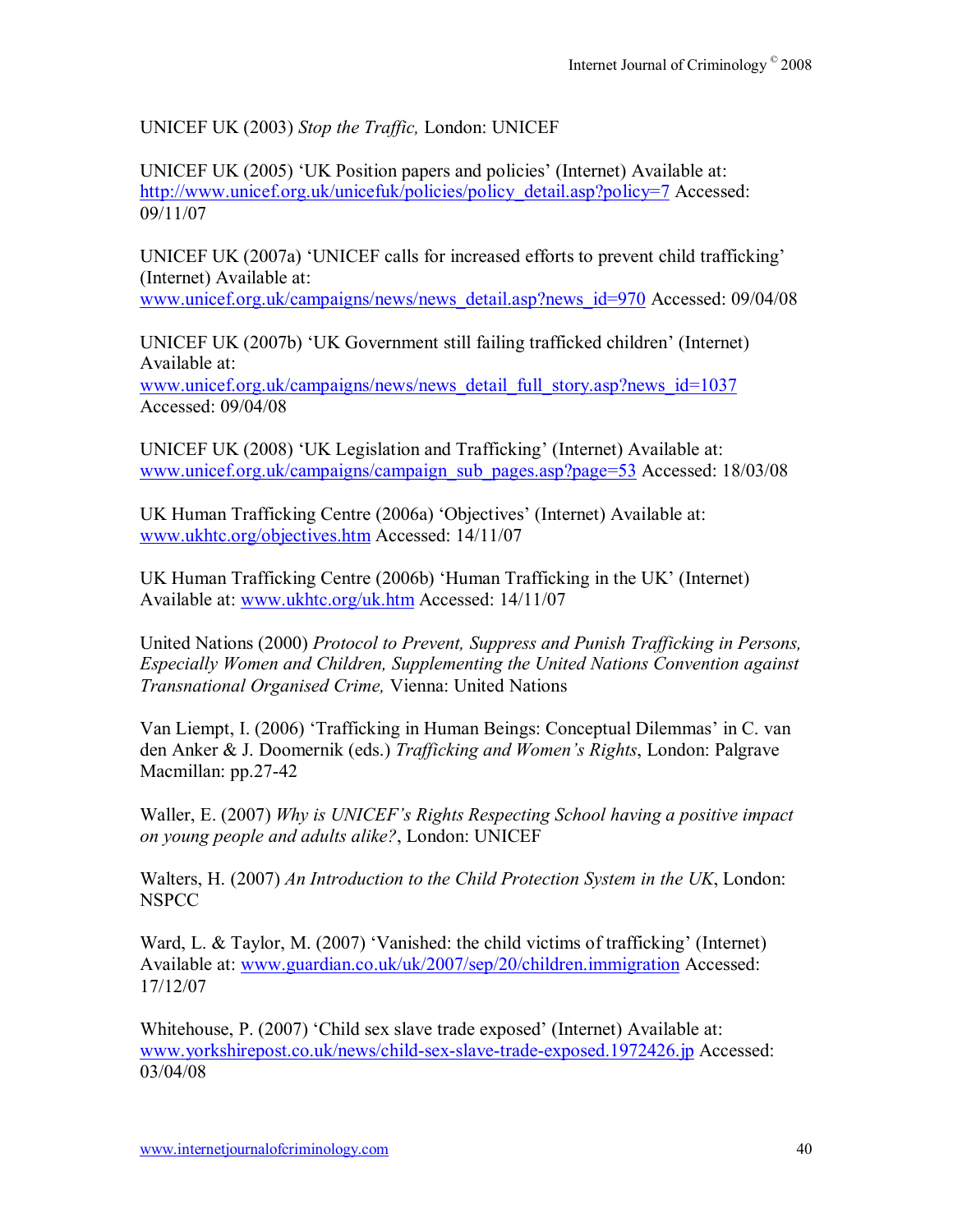UNICEF UK (2003) *Stop the Traffic,* London: UNICEF

UNICEF UK (2005) 'UK Position papers and policies' (Internet) Available at: http://www.unicef.org.uk/unicefuk/policies/policy_detail.asp?policy=7 Accessed: 09/11/07

UNICEF UK (2007a) 'UNICEF calls for increased efforts to prevent child trafficking' (Internet) Available at: www.unicef.org.uk/campaigns/news/news_detail.asp?news_id=970 Accessed: 09/04/08

UNICEF UK (2007b) 'UK Government still failing trafficked children' (Internet) Available at: www.unicef.org.uk/campaigns/news/news_detail_full_story.asp?news_id=1037 Accessed: 09/04/08

UNICEF UK (2008) 'UK Legislation and Trafficking' (Internet) Available at: www.unicef.org.uk/campaigns/campaign_sub_pages.asp?page=53 Accessed: 18/03/08

UK Human Trafficking Centre (2006a) 'Objectives' (Internet) Available at: www.ukhtc.org/objectives.htm Accessed: 14/11/07

UK Human Trafficking Centre (2006b) 'Human Trafficking in the UK' (Internet) Available at: www.ukhtc.org/uk.htm Accessed: 14/11/07

United Nations (2000) *Protocol to Prevent, Suppress and Punish Trafficking in Persons, Especially Women and Children, Supplementing the United Nations Convention against Transnational Organised Crime,* Vienna: United Nations

Van Liempt, I. (2006) 'Trafficking in Human Beings: Conceptual Dilemmas' in C. van den Anker & J. Doomernik (eds.) *Trafficking and Women's Rights*, London: Palgrave Macmillan: pp.27-42

Waller, E. (2007) *Why is UNICEF's Rights Respecting School having a positive impact on young people and adults alike?*, London: UNICEF

Walters, H. (2007) *An Introduction to the Child Protection System in the UK*, London: NSPCC

Ward, L. & Taylor, M. (2007) 'Vanished: the child victims of trafficking' (Internet) Available at: www.guardian.co.uk/uk/2007/sep/20/children.immigration Accessed: 17/12/07

Whitehouse, P. (2007) 'Child sex slave trade exposed' (Internet) Available at: www.yorkshirepost.co.uk/news/child-sex-slave-trade-exposed.1972426.jp Accessed: 03/04/08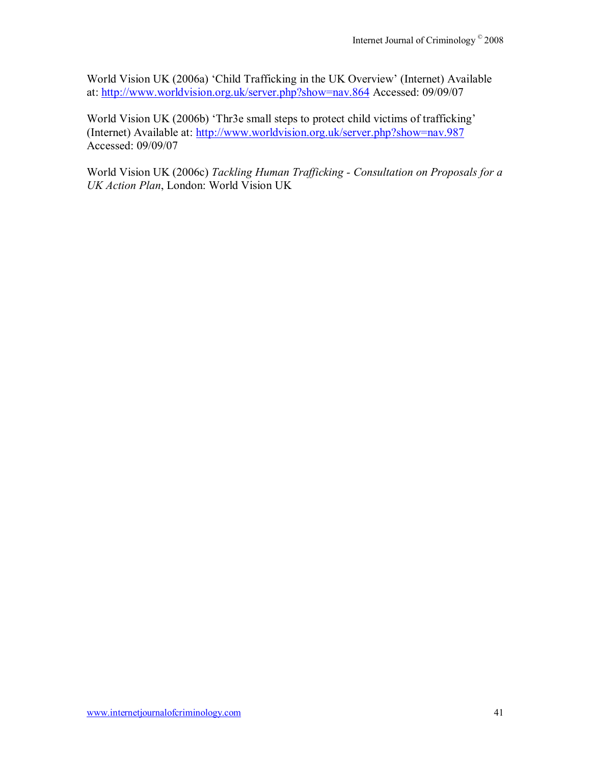World Vision UK (2006a) ‘Child Trafficking in the UK Overview’ (Internet) Available at: http://www.worldvision.org.uk/server.php?show=nav.864 Accessed: 09/09/07

World Vision UK (2006b) ‘Thr3e small steps to protect child victims of trafficking’ (Internet) Available at: http://www.worldvision.org.uk/server.php?show=nav.987 Accessed: 09/09/07

World Vision UK (2006c) *Tackling Human Trafficking - Consultation on Proposals for a UK Action Plan*, London: World Vision UK